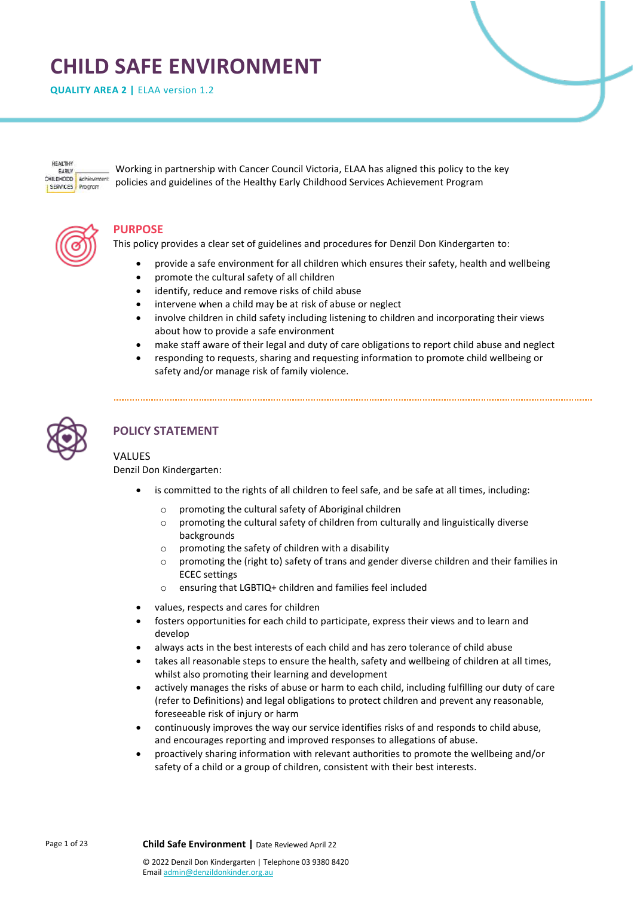# CHILD SAFE ENVIRONMENT

**QUALITY AREA 2 |** ELAA version 1.2

Working in partnership with Cancer Council Victoria, ELAA has aligned this policy to the key policies and guidelines of the Healthy Early Childhood Services Achievement Program

## PURPOSE

This policy provides a clear set of guidelines and procedures for Denzil Don Kindergarten to:

- provide a safe environment for all children which ensures their safety, health and wellbeing
- promote the cultural safety of all children
- identify, reduce and remove risks of child abuse
- intervene when a child may be at risk of abuse or neglect
- involve children in child safety including listening to children and incorporating their views about how to provide a safe environment
- make staff aware of their legal and duty of care obligations to report child abuse and neglect
- responding to requests, sharing and requesting information to promote child wellbeing or safety and/or manage risk of family violence.

## POLICY STATEMENT

### VALUES

Denzil Don Kindergarten:

- is committed to the rights of all children to feel safe, and be safe at all times, including:
  - promoting the cultural safety of Aboriginal children
  - promoting the cultural safety of children from culturally and linguistically diverse backgrounds
  - promoting the safety of children with a disability
  - promoting the (right to) safety of trans and gender diverse children and their families in ECEC settings
  - ensuring that LGBTIQ+ children and families feel included
- values, respects and cares for children
- fosters opportunities for each child to participate, express their views and to learn and develop
- always acts in the best interests of each child and has zero tolerance of child abuse
- takes all reasonable steps to ensure the health, safety and wellbeing of children at all times, whilst also promoting their learning and development
- actively manages the risks of abuse or harm to each child, including fulfilling our duty of care (refer to Definitions) and legal obligations to protect children and prevent any reasonable, foreseeable risk of injury or harm
- continuously improves the way our service identifies risks of and responds to child abuse, and encourages reporting and improved responses to allegations of abuse.
- proactively sharing information with relevant authorities to promote the wellbeing and/or safety of a child or a group of children, consistent with their best interests.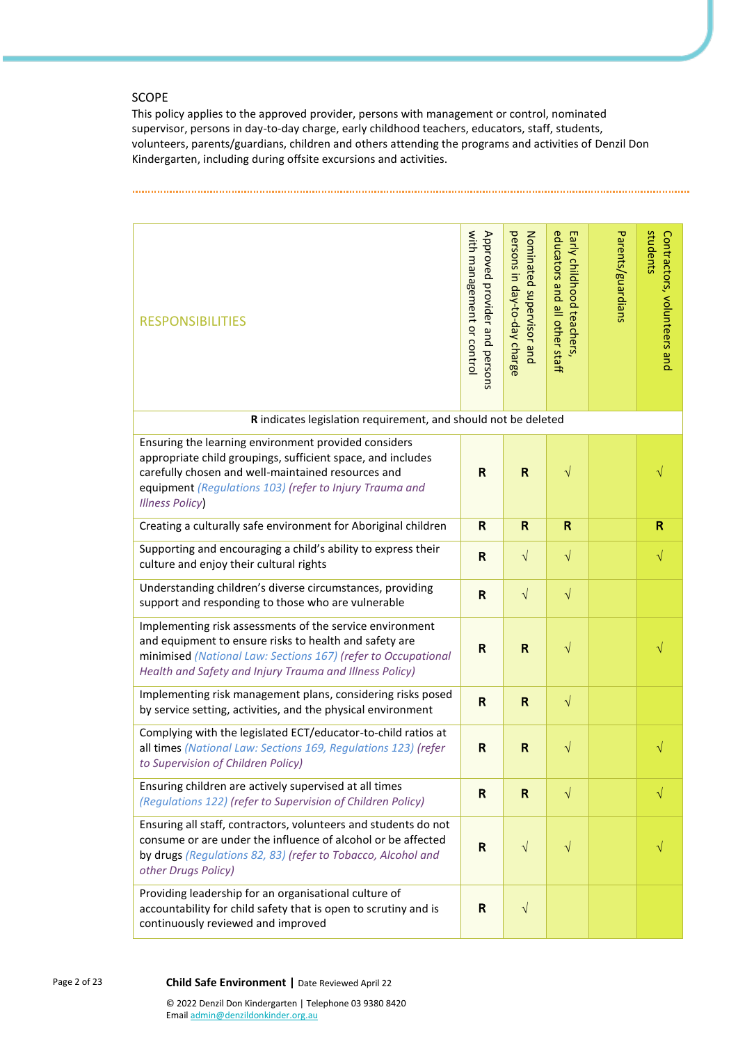## SCOPE

This policy applies to the approved provider, persons with management or control, nominated supervisor, persons in day-to-day charge, early childhood teachers, educators, staff, students, volunteers, parents/guardians, children and others attending the programs and activities of Denzil Don Kindergarten, including during offsite excursions and activities.

| RESPONSIBILITIES | Approved provider and persons with management or control | Nominated supervisor and persons in day-to-day charge | Early childhood teachers, educators and all other staff | Parents/guardians | Contractors, volunteers and students |
|---|---|---|---|---|---|
| **R** indicates legislation requirement, and should not be deleted | | | | | |
| Ensuring the learning environment provided considers appropriate child groupings, sufficient space, and includes carefully chosen and well-maintained resources and equipment *(Regulations 103) (refer to Injury Trauma and Illness Policy)* | R | R | √ | | √ |
| Creating a culturally safe environment for Aboriginal children | R | R | R | | R |
| Supporting and encouraging a child's ability to express their culture and enjoy their cultural rights | R | √ | √ | | √ |
| Understanding children's diverse circumstances, providing support and responding to those who are vulnerable | R | √ | √ | | |
| Implementing risk assessments of the service environment and equipment to ensure risks to health and safety are minimised *(National Law: Sections 167) (refer to Occupational Health and Safety and Injury Trauma and Illness Policy)* | R | R | √ | | √ |
| Implementing risk management plans, considering risks posed by service setting, activities, and the physical environment | R | R | √ | | |
| Complying with the legislated ECT/educator-to-child ratios at all times *(National Law: Sections 169, Regulations 123) (refer to Supervision of Children Policy)* | R | R | √ | | √ |
| Ensuring children are actively supervised at all times *(Regulations 122) (refer to Supervision of Children Policy)* | R | R | √ | | √ |
| Ensuring all staff, contractors, volunteers and students do not consume or are under the influence of alcohol or be affected by drugs *(Regulations 82, 83) (refer to Tobacco, Alcohol and other Drugs Policy)* | R | √ | √ | | √ |
| Providing leadership for an organisational culture of accountability for child safety that is open to scrutiny and is continuously reviewed and improved | R | √ | | | |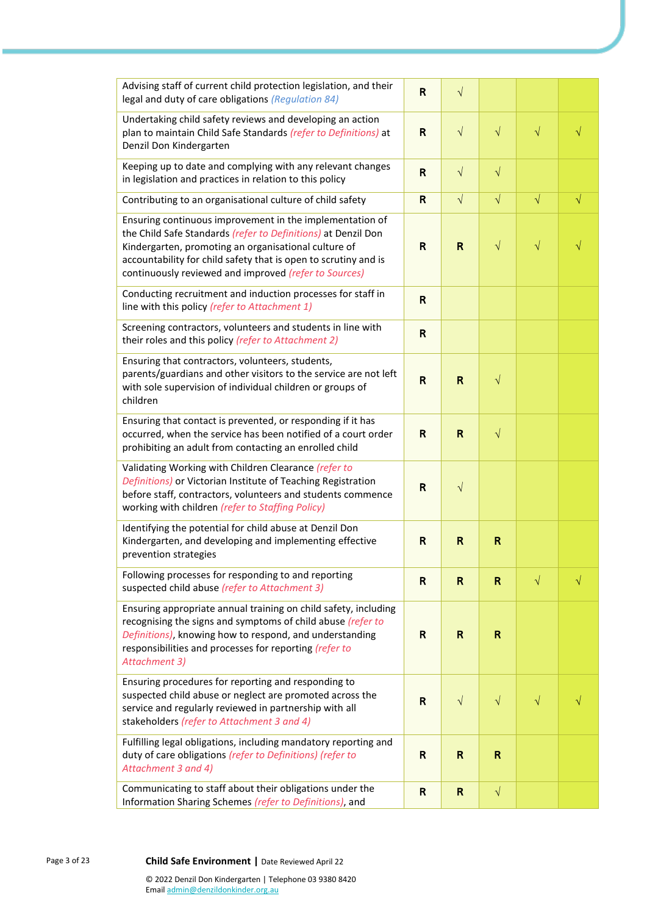| | | | | | |
|---|---|---|---|---|---|
| Advising staff of current child protection legislation, and their legal and duty of care obligations *(Regulation 84)* | R | √ | | | |
| Undertaking child safety reviews and developing an action plan to maintain Child Safe Standards *(refer to Definitions)* at Denzil Don Kindergarten | R | √ | √ | √ | √ |
| Keeping up to date and complying with any relevant changes in legislation and practices in relation to this policy | R | √ | √ | | |
| Contributing to an organisational culture of child safety | R | √ | √ | √ | √ |
| Ensuring continuous improvement in the implementation of the Child Safe Standards *(refer to Definitions)* at Denzil Don Kindergarten, promoting an organisational culture of accountability for child safety that is open to scrutiny and is continuously reviewed and improved *(refer to Sources)* | R | R | √ | √ | √ |
| Conducting recruitment and induction processes for staff in line with this policy *(refer to Attachment 1)* | R | | | | |
| Screening contractors, volunteers and students in line with their roles and this policy *(refer to Attachment 2)* | R | | | | |
| Ensuring that contractors, volunteers, students, parents/guardians and other visitors to the service are not left with sole supervision of individual children or groups of children | R | R | √ | | |
| Ensuring that contact is prevented, or responding if it has occurred, when the service has been notified of a court order prohibiting an adult from contacting an enrolled child | R | R | √ | | |
| Validating Working with Children Clearance *(refer to Definitions)* or Victorian Institute of Teaching Registration before staff, contractors, volunteers and students commence working with children *(refer to Staffing Policy)* | R | √ | | | |
| Identifying the potential for child abuse at Denzil Don Kindergarten, and developing and implementing effective prevention strategies | R | R | R | | |
| Following processes for responding to and reporting suspected child abuse *(refer to Attachment 3)* | R | R | R | √ | √ |
| Ensuring appropriate annual training on child safety, including recognising the signs and symptoms of child abuse *(refer to Definitions)*, knowing how to respond, and understanding responsibilities and processes for reporting *(refer to Attachment 3)* | R | R | R | | |
| Ensuring procedures for reporting and responding to suspected child abuse or neglect are promoted across the service and regularly reviewed in partnership with all stakeholders *(refer to Attachment 3 and 4)* | R | √ | √ | √ | √ |
| Fulfilling legal obligations, including mandatory reporting and duty of care obligations *(refer to Definitions) (refer to Attachment 3 and 4)* | R | R | R | | |
| Communicating to staff about their obligations under the Information Sharing Schemes *(refer to Definitions)*, and | R | R | √ | | |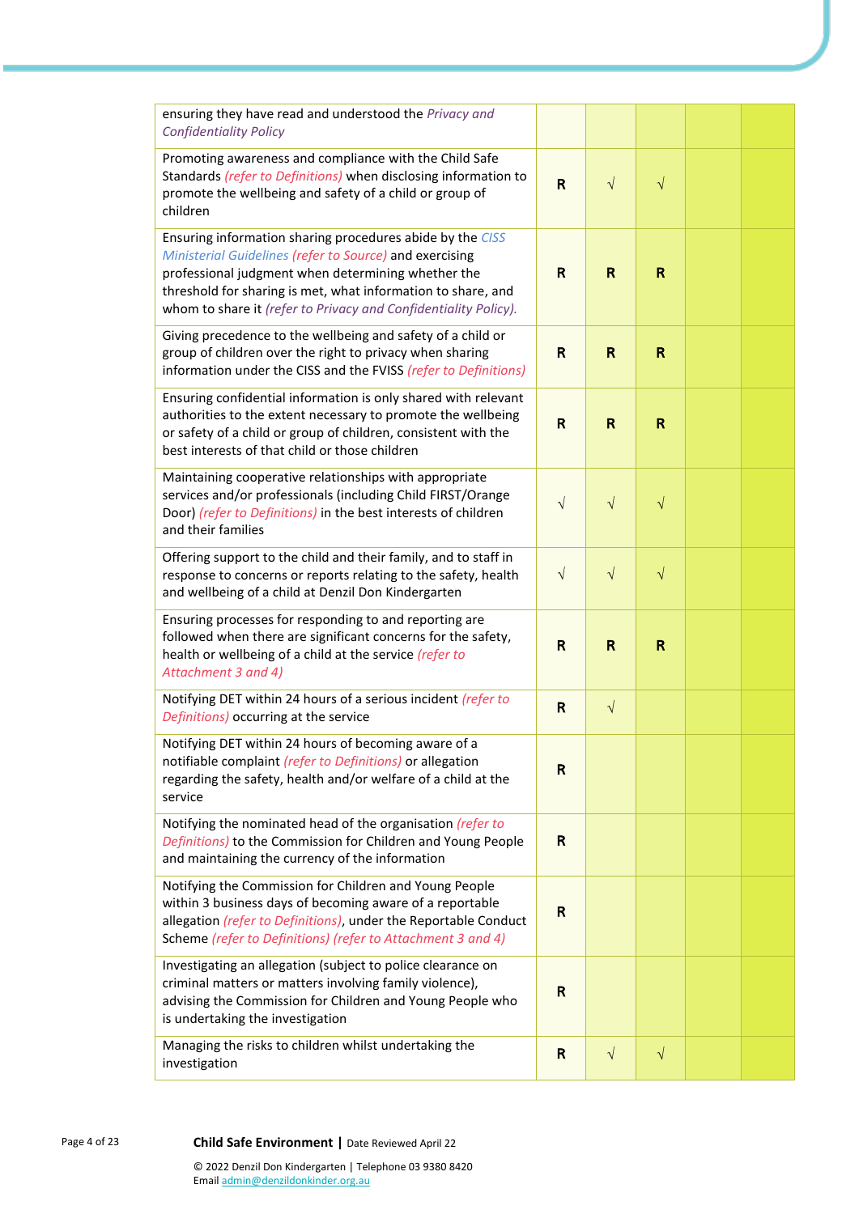| | | | | | |
|---|---|---|---|---|---|
| ensuring they have read and understood the *Privacy and Confidentiality Policy* | | | | | |
| Promoting awareness and compliance with the Child Safe Standards *(refer to Definitions)* when disclosing information to promote the wellbeing and safety of a child or group of children | **R** | √ | √ | | |
| Ensuring information sharing procedures abide by the *CISS Ministerial Guidelines (refer to Source)* and exercising professional judgment when determining whether the threshold for sharing is met, what information to share, and whom to share it *(refer to Privacy and Confidentiality Policy).* | **R** | **R** | **R** | | |
| Giving precedence to the wellbeing and safety of a child or group of children over the right to privacy when sharing information under the CISS and the FVISS *(refer to Definitions)* | **R** | **R** | **R** | | |
| Ensuring confidential information is only shared with relevant authorities to the extent necessary to promote the wellbeing or safety of a child or group of children, consistent with the best interests of that child or those children | **R** | **R** | **R** | | |
| Maintaining cooperative relationships with appropriate services and/or professionals (including Child FIRST/Orange Door) *(refer to Definitions)* in the best interests of children and their families | √ | √ | √ | | |
| Offering support to the child and their family, and to staff in response to concerns or reports relating to the safety, health and wellbeing of a child at Denzil Don Kindergarten | √ | √ | √ | | |
| Ensuring processes for responding to and reporting are followed when there are significant concerns for the safety, health or wellbeing of a child at the service *(refer to Attachment 3 and 4)* | **R** | **R** | **R** | | |
| Notifying DET within 24 hours of a serious incident *(refer to Definitions)* occurring at the service | **R** | √ | | | |
| Notifying DET within 24 hours of becoming aware of a notifiable complaint *(refer to Definitions)* or allegation regarding the safety, health and/or welfare of a child at the service | **R** | | | | |
| Notifying the nominated head of the organisation *(refer to Definitions)* to the Commission for Children and Young People and maintaining the currency of the information | **R** | | | | |
| Notifying the Commission for Children and Young People within 3 business days of becoming aware of a reportable allegation *(refer to Definitions)*, under the Reportable Conduct Scheme *(refer to Definitions) (refer to Attachment 3 and 4)* | **R** | | | | |
| Investigating an allegation (subject to police clearance on criminal matters or matters involving family violence), advising the Commission for Children and Young People who is undertaking the investigation | **R** | | | | |
| Managing the risks to children whilst undertaking the investigation | **R** | √ | √ | | |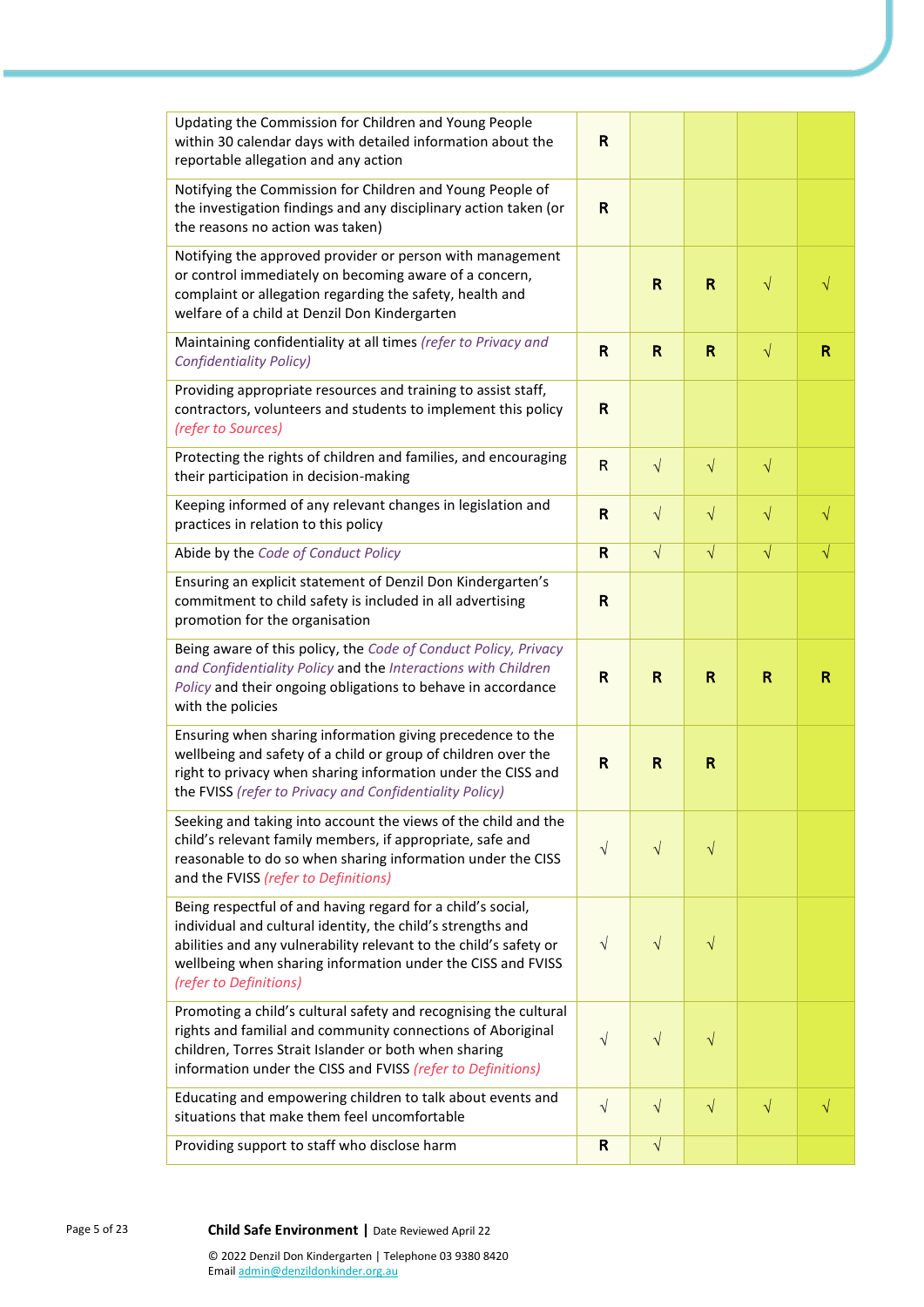| | | | | | |
|---|---|---|---|---|---|
| Updating the Commission for Children and Young People within 30 calendar days with detailed information about the reportable allegation and any action | R | | | | |
| Notifying the Commission for Children and Young People of the investigation findings and any disciplinary action taken (or the reasons no action was taken) | R | | | | |
| Notifying the approved provider or person with management or control immediately on becoming aware of a concern, complaint or allegation regarding the safety, health and welfare of a child at Denzil Don Kindergarten | | R | R | √ | √ |
| Maintaining confidentiality at all times *(refer to Privacy and Confidentiality Policy)* | R | R | R | √ | R |
| Providing appropriate resources and training to assist staff, contractors, volunteers and students to implement this policy *(refer to Sources)* | R | | | | |
| Protecting the rights of children and families, and encouraging their participation in decision-making | R | √ | √ | √ | |
| Keeping informed of any relevant changes in legislation and practices in relation to this policy | R | √ | √ | √ | √ |
| Abide by the *Code of Conduct Policy* | R | √ | √ | √ | √ |
| Ensuring an explicit statement of Denzil Don Kindergarten's commitment to child safety is included in all advertising promotion for the organisation | R | | | | |
| Being aware of this policy, the *Code of Conduct Policy, Privacy and Confidentiality Policy* and the *Interactions with Children Policy* and their ongoing obligations to behave in accordance with the policies | R | R | R | R | R |
| Ensuring when sharing information giving precedence to the wellbeing and safety of a child or group of children over the right to privacy when sharing information under the CISS and the FVISS *(refer to Privacy and Confidentiality Policy)* | R | R | R | | |
| Seeking and taking into account the views of the child and the child's relevant family members, if appropriate, safe and reasonable to do so when sharing information under the CISS and the FVISS *(refer to Definitions)* | √ | √ | √ | | |
| Being respectful of and having regard for a child's social, individual and cultural identity, the child's strengths and abilities and any vulnerability relevant to the child's safety or wellbeing when sharing information under the CISS and FVISS *(refer to Definitions)* | √ | √ | √ | | |
| Promoting a child's cultural safety and recognising the cultural rights and familial and community connections of Aboriginal children, Torres Strait Islander or both when sharing information under the CISS and FVISS *(refer to Definitions)* | √ | √ | √ | | |
| Educating and empowering children to talk about events and situations that make them feel uncomfortable | √ | √ | √ | √ | √ |
| Providing support to staff who disclose harm | R | √ | | | |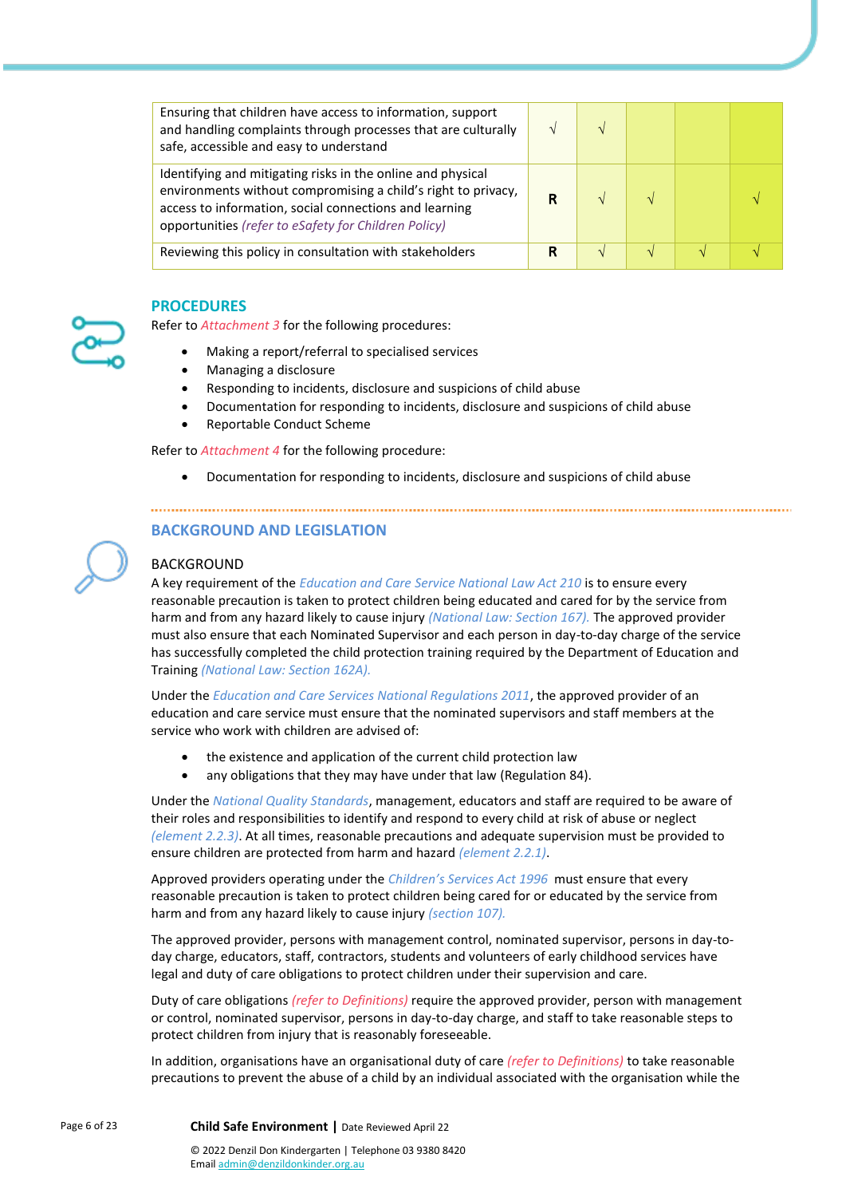| | | | | | |
|---|---|---|---|---|---|
| Ensuring that children have access to information, support and handling complaints through processes that are culturally safe, accessible and easy to understand | √ | √ | | | |
| Identifying and mitigating risks in the online and physical environments without compromising a child's right to privacy, access to information, social connections and learning opportunities *(refer to eSafety for Children Policy)* | **R** | √ | √ | | √ |
| Reviewing this policy in consultation with stakeholders | **R** | √ | √ | √ | √ |

## PROCEDURES

Refer to *Attachment 3* for the following procedures:

- Making a report/referral to specialised services
- Managing a disclosure
- Responding to incidents, disclosure and suspicions of child abuse
- Documentation for responding to incidents, disclosure and suspicions of child abuse
- Reportable Conduct Scheme

Refer to *Attachment 4* for the following procedure:

- Documentation for responding to incidents, disclosure and suspicions of child abuse

## BACKGROUND AND LEGISLATION

### BACKGROUND

A key requirement of the *Education and Care Service National Law Act 210* is to ensure every reasonable precaution is taken to protect children being educated and cared for by the service from harm and from any hazard likely to cause injury *(National Law: Section 167).* The approved provider must also ensure that each Nominated Supervisor and each person in day-to-day charge of the service has successfully completed the child protection training required by the Department of Education and Training *(National Law: Section 162A).*

Under the *Education and Care Services National Regulations 2011*, the approved provider of an education and care service must ensure that the nominated supervisors and staff members at the service who work with children are advised of:

- the existence and application of the current child protection law
- any obligations that they may have under that law (Regulation 84).

Under the *National Quality Standards*, management, educators and staff are required to be aware of their roles and responsibilities to identify and respond to every child at risk of abuse or neglect *(element 2.2.3)*. At all times, reasonable precautions and adequate supervision must be provided to ensure children are protected from harm and hazard *(element 2.2.1)*.

Approved providers operating under the *Children's Services Act 1996* must ensure that every reasonable precaution is taken to protect children being cared for or educated by the service from harm and from any hazard likely to cause injury *(section 107).*

The approved provider, persons with management control, nominated supervisor, persons in day-to-day charge, educators, staff, contractors, students and volunteers of early childhood services have legal and duty of care obligations to protect children under their supervision and care.

Duty of care obligations *(refer to Definitions)* require the approved provider, person with management or control, nominated supervisor, persons in day-to-day charge, and staff to take reasonable steps to protect children from injury that is reasonably foreseeable.

In addition, organisations have an organisational duty of care *(refer to Definitions)* to take reasonable precautions to prevent the abuse of a child by an individual associated with the organisation while the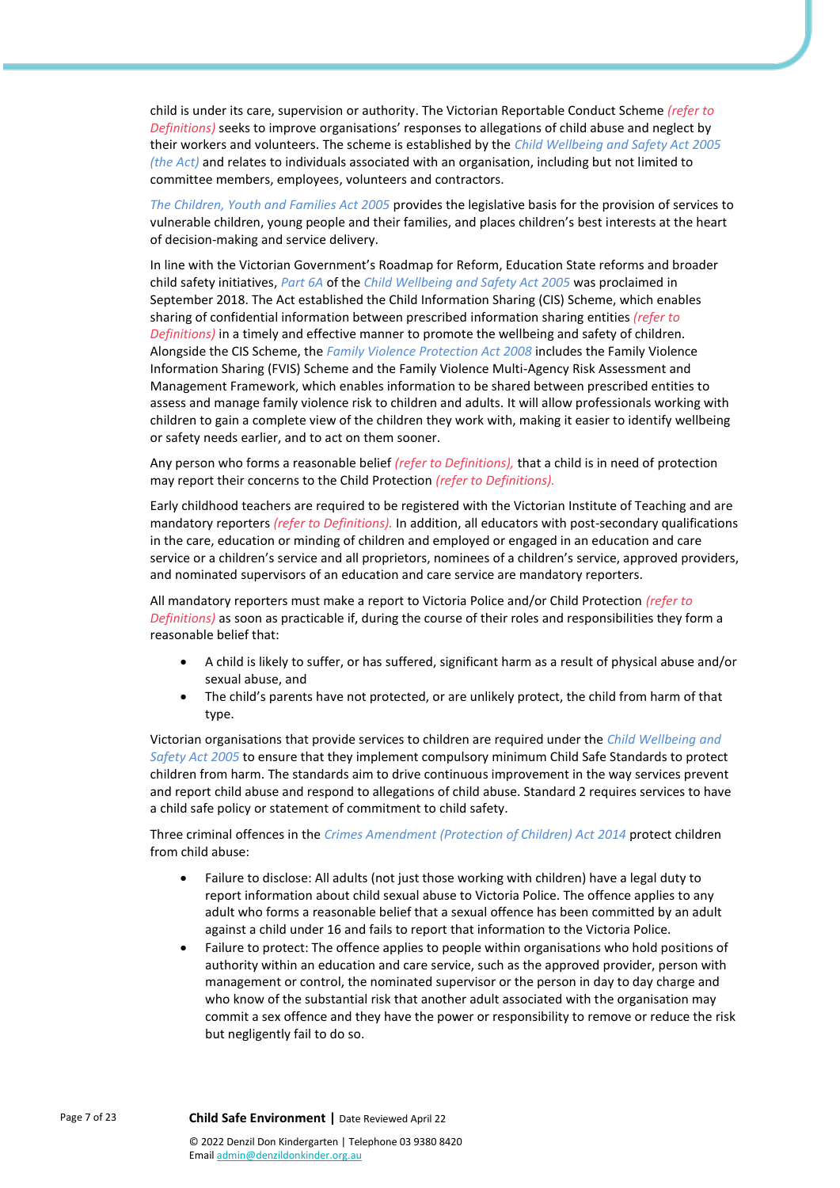child is under its care, supervision or authority. The Victorian Reportable Conduct Scheme *(refer to Definitions)* seeks to improve organisations' responses to allegations of child abuse and neglect by their workers and volunteers. The scheme is established by the *Child Wellbeing and Safety Act 2005 (the Act)* and relates to individuals associated with an organisation, including but not limited to committee members, employees, volunteers and contractors.

*The Children, Youth and Families Act 2005* provides the legislative basis for the provision of services to vulnerable children, young people and their families, and places children's best interests at the heart of decision-making and service delivery.

In line with the Victorian Government's Roadmap for Reform, Education State reforms and broader child safety initiatives, *Part 6A* of the *Child Wellbeing and Safety Act 2005* was proclaimed in September 2018. The Act established the Child Information Sharing (CIS) Scheme, which enables sharing of confidential information between prescribed information sharing entities *(refer to Definitions)* in a timely and effective manner to promote the wellbeing and safety of children. Alongside the CIS Scheme, the *Family Violence Protection Act 2008* includes the Family Violence Information Sharing (FVIS) Scheme and the Family Violence Multi-Agency Risk Assessment and Management Framework, which enables information to be shared between prescribed entities to assess and manage family violence risk to children and adults. It will allow professionals working with children to gain a complete view of the children they work with, making it easier to identify wellbeing or safety needs earlier, and to act on them sooner.

Any person who forms a reasonable belief *(refer to Definitions),* that a child is in need of protection may report their concerns to the Child Protection *(refer to Definitions).*

Early childhood teachers are required to be registered with the Victorian Institute of Teaching and are mandatory reporters *(refer to Definitions).* In addition, all educators with post-secondary qualifications in the care, education or minding of children and employed or engaged in an education and care service or a children's service and all proprietors, nominees of a children's service, approved providers, and nominated supervisors of an education and care service are mandatory reporters.

All mandatory reporters must make a report to Victoria Police and/or Child Protection *(refer to Definitions)* as soon as practicable if, during the course of their roles and responsibilities they form a reasonable belief that:

- A child is likely to suffer, or has suffered, significant harm as a result of physical abuse and/or sexual abuse, and
- The child's parents have not protected, or are unlikely protect, the child from harm of that type.

Victorian organisations that provide services to children are required under the *Child Wellbeing and Safety Act 2005* to ensure that they implement compulsory minimum Child Safe Standards to protect children from harm. The standards aim to drive continuous improvement in the way services prevent and report child abuse and respond to allegations of child abuse. Standard 2 requires services to have a child safe policy or statement of commitment to child safety.

Three criminal offences in the *Crimes Amendment (Protection of Children) Act 2014* protect children from child abuse:

- Failure to disclose: All adults (not just those working with children) have a legal duty to report information about child sexual abuse to Victoria Police. The offence applies to any adult who forms a reasonable belief that a sexual offence has been committed by an adult against a child under 16 and fails to report that information to the Victoria Police.
- Failure to protect: The offence applies to people within organisations who hold positions of authority within an education and care service, such as the approved provider, person with management or control, the nominated supervisor or the person in day to day charge and who know of the substantial risk that another adult associated with the organisation may commit a sex offence and they have the power or responsibility to remove or reduce the risk but negligently fail to do so.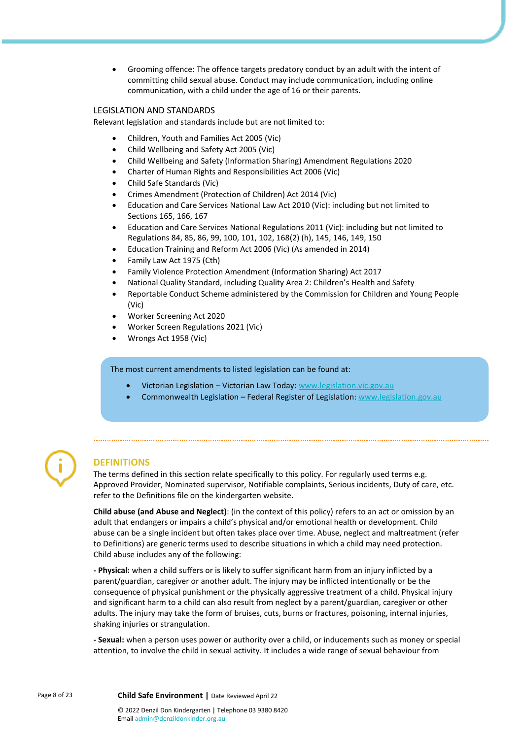- Grooming offence: The offence targets predatory conduct by an adult with the intent of committing child sexual abuse. Conduct may include communication, including online communication, with a child under the age of 16 or their parents.

LEGISLATION AND STANDARDS

Relevant legislation and standards include but are not limited to:

- Children, Youth and Families Act 2005 (Vic)
- Child Wellbeing and Safety Act 2005 (Vic)
- Child Wellbeing and Safety (Information Sharing) Amendment Regulations 2020
- Charter of Human Rights and Responsibilities Act 2006 (Vic)
- Child Safe Standards (Vic)
- Crimes Amendment (Protection of Children) Act 2014 (Vic)
- Education and Care Services National Law Act 2010 (Vic): including but not limited to Sections 165, 166, 167
- Education and Care Services National Regulations 2011 (Vic): including but not limited to Regulations 84, 85, 86, 99, 100, 101, 102, 168(2) (h), 145, 146, 149, 150
- Education Training and Reform Act 2006 (Vic) (As amended in 2014)
- Family Law Act 1975 (Cth)
- Family Violence Protection Amendment (Information Sharing) Act 2017
- National Quality Standard, including Quality Area 2: Children's Health and Safety
- Reportable Conduct Scheme administered by the Commission for Children and Young People (Vic)
- Worker Screening Act 2020
- Worker Screen Regulations 2021 (Vic)
- Wrongs Act 1958 (Vic)

The most current amendments to listed legislation can be found at:

- Victorian Legislation – Victorian Law Today: www.legislation.vic.gov.au
- Commonwealth Legislation – Federal Register of Legislation: www.legislation.gov.au

## DEFINITIONS

The terms defined in this section relate specifically to this policy. For regularly used terms e.g. Approved Provider, Nominated supervisor, Notifiable complaints, Serious incidents, Duty of care, etc. refer to the Definitions file on the kindergarten website.

**Child abuse (and Abuse and Neglect)**: (in the context of this policy) refers to an act or omission by an adult that endangers or impairs a child's physical and/or emotional health or development. Child abuse can be a single incident but often takes place over time. Abuse, neglect and maltreatment (refer to Definitions) are generic terms used to describe situations in which a child may need protection. Child abuse includes any of the following:

**- Physical:** when a child suffers or is likely to suffer significant harm from an injury inflicted by a parent/guardian, caregiver or another adult. The injury may be inflicted intentionally or be the consequence of physical punishment or the physically aggressive treatment of a child. Physical injury and significant harm to a child can also result from neglect by a parent/guardian, caregiver or other adults. The injury may take the form of bruises, cuts, burns or fractures, poisoning, internal injuries, shaking injuries or strangulation.

**- Sexual:** when a person uses power or authority over a child, or inducements such as money or special attention, to involve the child in sexual activity. It includes a wide range of sexual behaviour from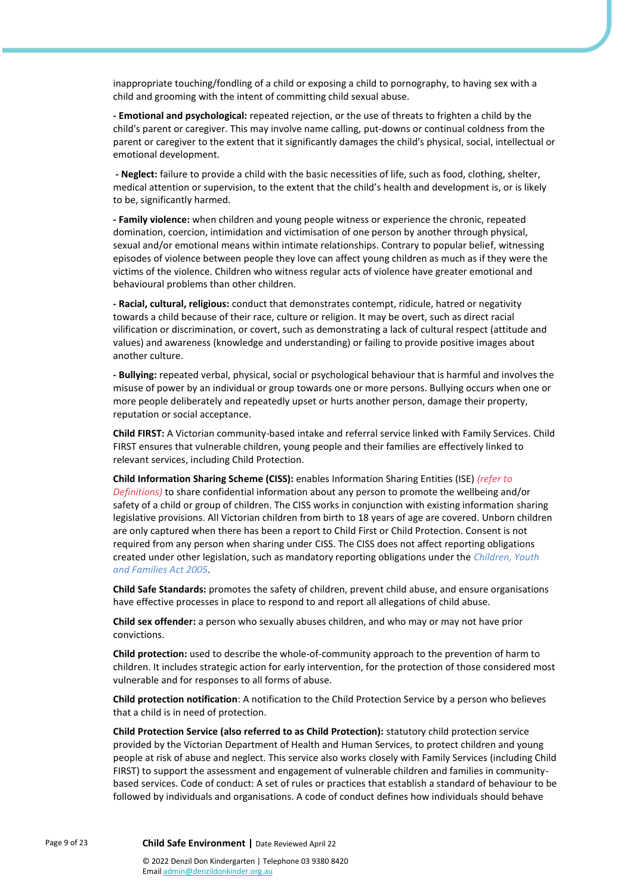inappropriate touching/fondling of a child or exposing a child to pornography, to having sex with a child and grooming with the intent of committing child sexual abuse.

**- Emotional and psychological:** repeated rejection, or the use of threats to frighten a child by the child's parent or caregiver. This may involve name calling, put-downs or continual coldness from the parent or caregiver to the extent that it significantly damages the child's physical, social, intellectual or emotional development.

**- Neglect:** failure to provide a child with the basic necessities of life, such as food, clothing, shelter, medical attention or supervision, to the extent that the child's health and development is, or is likely to be, significantly harmed.

**- Family violence:** when children and young people witness or experience the chronic, repeated domination, coercion, intimidation and victimisation of one person by another through physical, sexual and/or emotional means within intimate relationships. Contrary to popular belief, witnessing episodes of violence between people they love can affect young children as much as if they were the victims of the violence. Children who witness regular acts of violence have greater emotional and behavioural problems than other children.

**- Racial, cultural, religious:** conduct that demonstrates contempt, ridicule, hatred or negativity towards a child because of their race, culture or religion. It may be overt, such as direct racial vilification or discrimination, or covert, such as demonstrating a lack of cultural respect (attitude and values) and awareness (knowledge and understanding) or failing to provide positive images about another culture.

**- Bullying:** repeated verbal, physical, social or psychological behaviour that is harmful and involves the misuse of power by an individual or group towards one or more persons. Bullying occurs when one or more people deliberately and repeatedly upset or hurts another person, damage their property, reputation or social acceptance.

**Child FIRST:** A Victorian community-based intake and referral service linked with Family Services. Child FIRST ensures that vulnerable children, young people and their families are effectively linked to relevant services, including Child Protection.

**Child Information Sharing Scheme (CISS):** enables Information Sharing Entities (ISE) *(refer to Definitions)* to share confidential information about any person to promote the wellbeing and/or safety of a child or group of children. The CISS works in conjunction with existing information sharing legislative provisions. All Victorian children from birth to 18 years of age are covered. Unborn children are only captured when there has been a report to Child First or Child Protection. Consent is not required from any person when sharing under CISS. The CISS does not affect reporting obligations created under other legislation, such as mandatory reporting obligations under the *Children, Youth and Families Act 2005*.

**Child Safe Standards:** promotes the safety of children, prevent child abuse, and ensure organisations have effective processes in place to respond to and report all allegations of child abuse.

**Child sex offender:** a person who sexually abuses children, and who may or may not have prior convictions.

**Child protection:** used to describe the whole-of-community approach to the prevention of harm to children. It includes strategic action for early intervention, for the protection of those considered most vulnerable and for responses to all forms of abuse.

**Child protection notification**: A notification to the Child Protection Service by a person who believes that a child is in need of protection.

**Child Protection Service (also referred to as Child Protection):** statutory child protection service provided by the Victorian Department of Health and Human Services, to protect children and young people at risk of abuse and neglect. This service also works closely with Family Services (including Child FIRST) to support the assessment and engagement of vulnerable children and families in community-based services. Code of conduct: A set of rules or practices that establish a standard of behaviour to be followed by individuals and organisations. A code of conduct defines how individuals should behave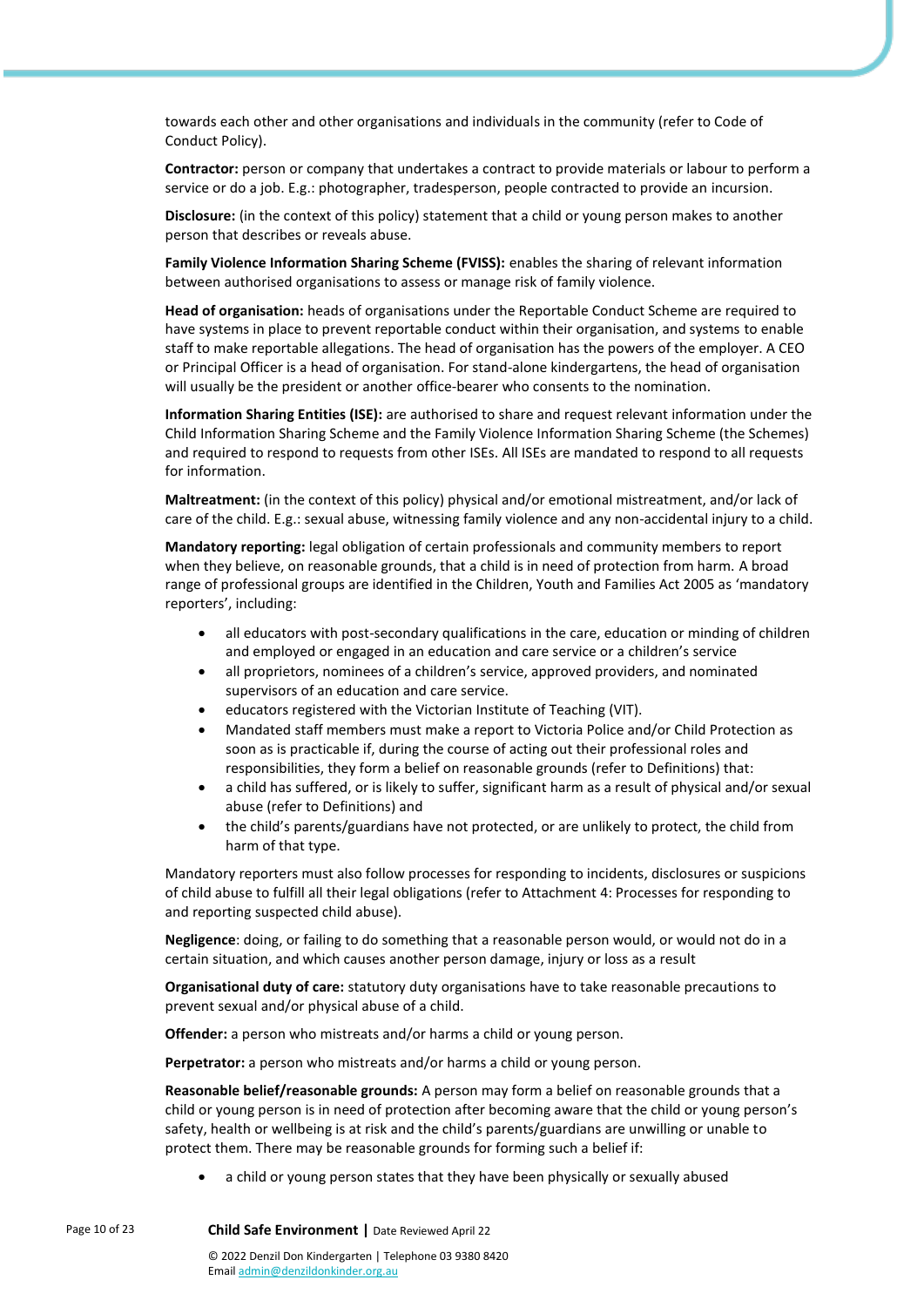towards each other and other organisations and individuals in the community (refer to Code of Conduct Policy).

**Contractor:** person or company that undertakes a contract to provide materials or labour to perform a service or do a job. E.g.: photographer, tradesperson, people contracted to provide an incursion.

**Disclosure:** (in the context of this policy) statement that a child or young person makes to another person that describes or reveals abuse.

**Family Violence Information Sharing Scheme (FVISS):** enables the sharing of relevant information between authorised organisations to assess or manage risk of family violence.

**Head of organisation:** heads of organisations under the Reportable Conduct Scheme are required to have systems in place to prevent reportable conduct within their organisation, and systems to enable staff to make reportable allegations. The head of organisation has the powers of the employer. A CEO or Principal Officer is a head of organisation. For stand-alone kindergartens, the head of organisation will usually be the president or another office-bearer who consents to the nomination.

**Information Sharing Entities (ISE):** are authorised to share and request relevant information under the Child Information Sharing Scheme and the Family Violence Information Sharing Scheme (the Schemes) and required to respond to requests from other ISEs. All ISEs are mandated to respond to all requests for information.

**Maltreatment:** (in the context of this policy) physical and/or emotional mistreatment, and/or lack of care of the child. E.g.: sexual abuse, witnessing family violence and any non-accidental injury to a child.

**Mandatory reporting:** legal obligation of certain professionals and community members to report when they believe, on reasonable grounds, that a child is in need of protection from harm. A broad range of professional groups are identified in the Children, Youth and Families Act 2005 as 'mandatory reporters', including:

- all educators with post-secondary qualifications in the care, education or minding of children and employed or engaged in an education and care service or a children's service
- all proprietors, nominees of a children's service, approved providers, and nominated supervisors of an education and care service.
- educators registered with the Victorian Institute of Teaching (VIT).
- Mandated staff members must make a report to Victoria Police and/or Child Protection as soon as is practicable if, during the course of acting out their professional roles and responsibilities, they form a belief on reasonable grounds (refer to Definitions) that:
- a child has suffered, or is likely to suffer, significant harm as a result of physical and/or sexual abuse (refer to Definitions) and
- the child's parents/guardians have not protected, or are unlikely to protect, the child from harm of that type.

Mandatory reporters must also follow processes for responding to incidents, disclosures or suspicions of child abuse to fulfill all their legal obligations (refer to Attachment 4: Processes for responding to and reporting suspected child abuse).

**Negligence**: doing, or failing to do something that a reasonable person would, or would not do in a certain situation, and which causes another person damage, injury or loss as a result

**Organisational duty of care:** statutory duty organisations have to take reasonable precautions to prevent sexual and/or physical abuse of a child.

**Offender:** a person who mistreats and/or harms a child or young person.

**Perpetrator:** a person who mistreats and/or harms a child or young person.

**Reasonable belief/reasonable grounds:** A person may form a belief on reasonable grounds that a child or young person is in need of protection after becoming aware that the child or young person's safety, health or wellbeing is at risk and the child's parents/guardians are unwilling or unable to protect them. There may be reasonable grounds for forming such a belief if:

- a child or young person states that they have been physically or sexually abused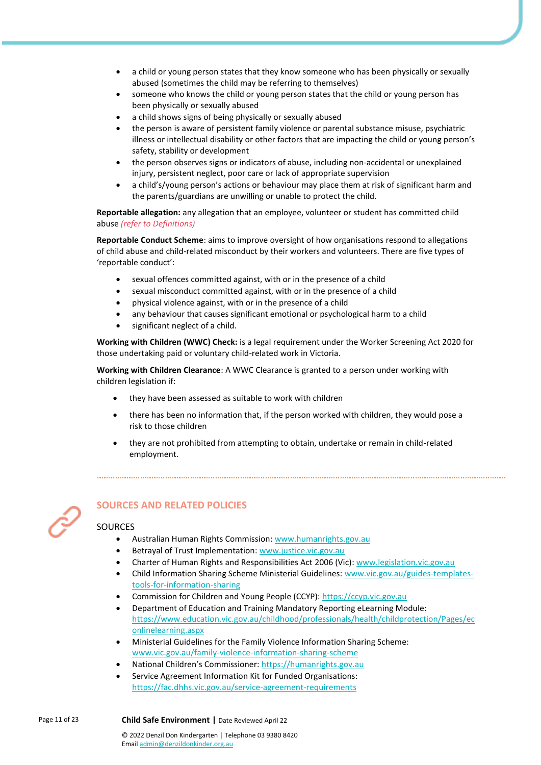- a child or young person states that they know someone who has been physically or sexually abused (sometimes the child may be referring to themselves)
- someone who knows the child or young person states that the child or young person has been physically or sexually abused
- a child shows signs of being physically or sexually abused
- the person is aware of persistent family violence or parental substance misuse, psychiatric illness or intellectual disability or other factors that are impacting the child or young person's safety, stability or development
- the person observes signs or indicators of abuse, including non-accidental or unexplained injury, persistent neglect, poor care or lack of appropriate supervision
- a child's/young person's actions or behaviour may place them at risk of significant harm and the parents/guardians are unwilling or unable to protect the child.

**Reportable allegation:** any allegation that an employee, volunteer or student has committed child abuse *(refer to Definitions)*

**Reportable Conduct Scheme**: aims to improve oversight of how organisations respond to allegations of child abuse and child-related misconduct by their workers and volunteers. There are five types of 'reportable conduct':

- sexual offences committed against, with or in the presence of a child
- sexual misconduct committed against, with or in the presence of a child
- physical violence against, with or in the presence of a child
- any behaviour that causes significant emotional or psychological harm to a child
- significant neglect of a child.

**Working with Children (WWC) Check:** is a legal requirement under the Worker Screening Act 2020 for those undertaking paid or voluntary child-related work in Victoria.

**Working with Children Clearance**: A WWC Clearance is granted to a person under working with children legislation if:

- they have been assessed as suitable to work with children
- there has been no information that, if the person worked with children, they would pose a risk to those children
- they are not prohibited from attempting to obtain, undertake or remain in child-related employment.

## SOURCES AND RELATED POLICIES

### SOURCES

- Australian Human Rights Commission: www.humanrights.gov.au
- Betrayal of Trust Implementation: www.justice.vic.gov.au
- Charter of Human Rights and Responsibilities Act 2006 (Vic): www.legislation.vic.gov.au
- Child Information Sharing Scheme Ministerial Guidelines: www.vic.gov.au/guides-templates-tools-for-information-sharing
- Commission for Children and Young People (CCYP): https://ccyp.vic.gov.au
- Department of Education and Training Mandatory Reporting eLearning Module: https://www.education.vic.gov.au/childhood/professionals/health/childprotection/Pages/econlinelearning.aspx
- Ministerial Guidelines for the Family Violence Information Sharing Scheme: www.vic.gov.au/family-violence-information-sharing-scheme
- National Children's Commissioner: https://humanrights.gov.au
- Service Agreement Information Kit for Funded Organisations: https://fac.dhhs.vic.gov.au/service-agreement-requirements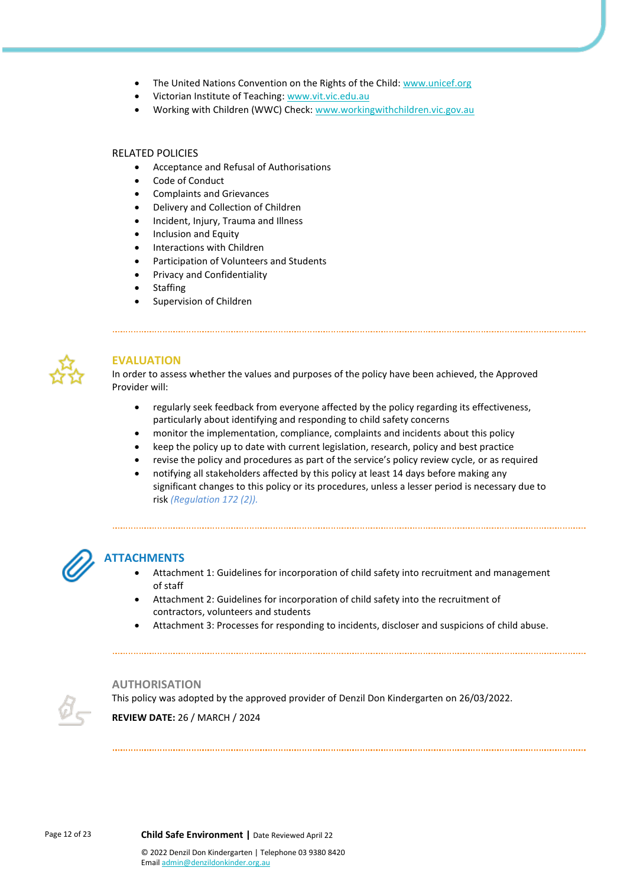- The United Nations Convention on the Rights of the Child: www.unicef.org
- Victorian Institute of Teaching: www.vit.vic.edu.au
- Working with Children (WWC) Check: www.workingwithchildren.vic.gov.au

RELATED POLICIES

- Acceptance and Refusal of Authorisations
- Code of Conduct
- Complaints and Grievances
- Delivery and Collection of Children
- Incident, Injury, Trauma and Illness
- Inclusion and Equity
- Interactions with Children
- Participation of Volunteers and Students
- Privacy and Confidentiality
- Staffing
- Supervision of Children

## EVALUATION

In order to assess whether the values and purposes of the policy have been achieved, the Approved Provider will:

- regularly seek feedback from everyone affected by the policy regarding its effectiveness, particularly about identifying and responding to child safety concerns
- monitor the implementation, compliance, complaints and incidents about this policy
- keep the policy up to date with current legislation, research, policy and best practice
- revise the policy and procedures as part of the service's policy review cycle, or as required
- notifying all stakeholders affected by this policy at least 14 days before making any significant changes to this policy or its procedures, unless a lesser period is necessary due to risk *(Regulation 172 (2)).*

## ATTACHMENTS

- Attachment 1: Guidelines for incorporation of child safety into recruitment and management of staff
- Attachment 2: Guidelines for incorporation of child safety into the recruitment of contractors, volunteers and students
- Attachment 3: Processes for responding to incidents, discloser and suspicions of child abuse.

## AUTHORISATION

This policy was adopted by the approved provider of Denzil Don Kindergarten on 26/03/2022.

**REVIEW DATE:** 26 / MARCH / 2024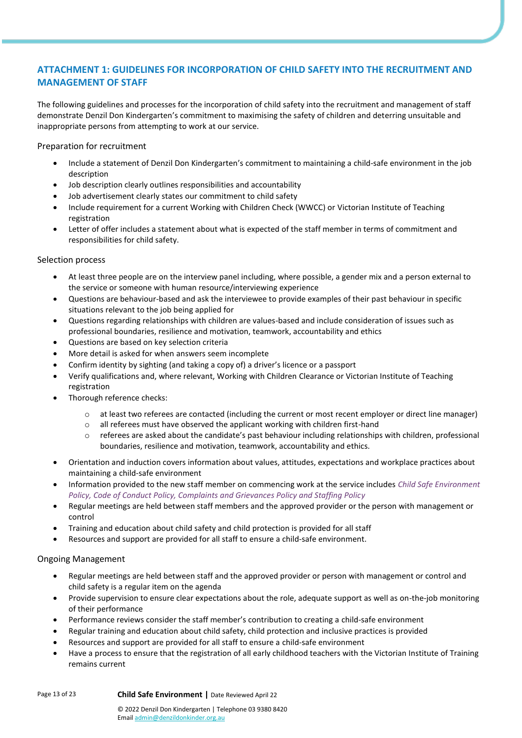## ATTACHMENT 1: GUIDELINES FOR INCORPORATION OF CHILD SAFETY INTO THE RECRUITMENT AND MANAGEMENT OF STAFF

The following guidelines and processes for the incorporation of child safety into the recruitment and management of staff demonstrate Denzil Don Kindergarten's commitment to maximising the safety of children and deterring unsuitable and inappropriate persons from attempting to work at our service.

### Preparation for recruitment

- Include a statement of Denzil Don Kindergarten's commitment to maintaining a child-safe environment in the job description
- Job description clearly outlines responsibilities and accountability
- Job advertisement clearly states our commitment to child safety
- Include requirement for a current Working with Children Check (WWCC) or Victorian Institute of Teaching registration
- Letter of offer includes a statement about what is expected of the staff member in terms of commitment and responsibilities for child safety.

### Selection process

- At least three people are on the interview panel including, where possible, a gender mix and a person external to the service or someone with human resource/interviewing experience
- Questions are behaviour-based and ask the interviewee to provide examples of their past behaviour in specific situations relevant to the job being applied for
- Questions regarding relationships with children are values-based and include consideration of issues such as professional boundaries, resilience and motivation, teamwork, accountability and ethics
- Questions are based on key selection criteria
- More detail is asked for when answers seem incomplete
- Confirm identity by sighting (and taking a copy of) a driver's licence or a passport
- Verify qualifications and, where relevant, Working with Children Clearance or Victorian Institute of Teaching registration
- Thorough reference checks:
  - at least two referees are contacted (including the current or most recent employer or direct line manager)
  - all referees must have observed the applicant working with children first-hand
  - referees are asked about the candidate's past behaviour including relationships with children, professional boundaries, resilience and motivation, teamwork, accountability and ethics.
- Orientation and induction covers information about values, attitudes, expectations and workplace practices about maintaining a child-safe environment
- Information provided to the new staff member on commencing work at the service includes *Child Safe Environment Policy, Code of Conduct Policy, Complaints and Grievances Policy and Staffing Policy*
- Regular meetings are held between staff members and the approved provider or the person with management or control
- Training and education about child safety and child protection is provided for all staff
- Resources and support are provided for all staff to ensure a child-safe environment.

### Ongoing Management

- Regular meetings are held between staff and the approved provider or person with management or control and child safety is a regular item on the agenda
- Provide supervision to ensure clear expectations about the role, adequate support as well as on-the-job monitoring of their performance
- Performance reviews consider the staff member's contribution to creating a child-safe environment
- Regular training and education about child safety, child protection and inclusive practices is provided
- Resources and support are provided for all staff to ensure a child-safe environment
- Have a process to ensure that the registration of all early childhood teachers with the Victorian Institute of Training remains current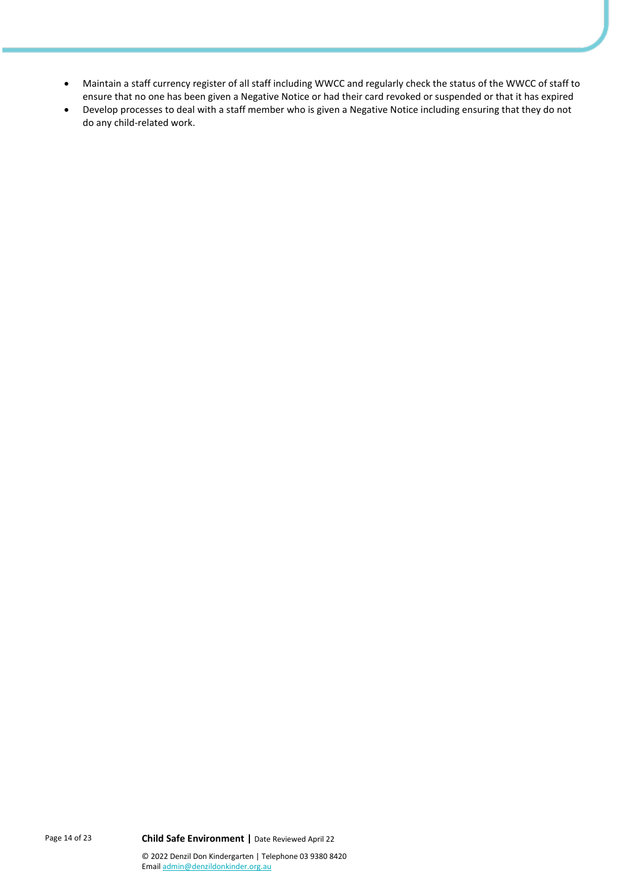- Maintain a staff currency register of all staff including WWCC and regularly check the status of the WWCC of staff to ensure that no one has been given a Negative Notice or had their card revoked or suspended or that it has expired
- Develop processes to deal with a staff member who is given a Negative Notice including ensuring that they do not do any child-related work.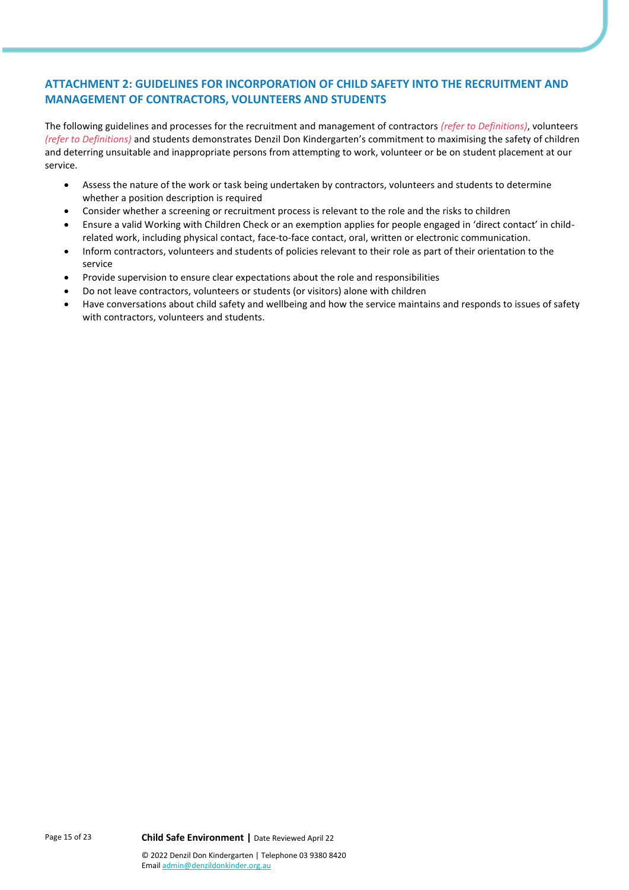## ATTACHMENT 2: GUIDELINES FOR INCORPORATION OF CHILD SAFETY INTO THE RECRUITMENT AND MANAGEMENT OF CONTRACTORS, VOLUNTEERS AND STUDENTS

The following guidelines and processes for the recruitment and management of contractors *(refer to Definitions)*, volunteers *(refer to Definitions)* and students demonstrates Denzil Don Kindergarten's commitment to maximising the safety of children and deterring unsuitable and inappropriate persons from attempting to work, volunteer or be on student placement at our service.

- Assess the nature of the work or task being undertaken by contractors, volunteers and students to determine whether a position description is required
- Consider whether a screening or recruitment process is relevant to the role and the risks to children
- Ensure a valid Working with Children Check or an exemption applies for people engaged in 'direct contact' in child-related work, including physical contact, face-to-face contact, oral, written or electronic communication.
- Inform contractors, volunteers and students of policies relevant to their role as part of their orientation to the service
- Provide supervision to ensure clear expectations about the role and responsibilities
- Do not leave contractors, volunteers or students (or visitors) alone with children
- Have conversations about child safety and wellbeing and how the service maintains and responds to issues of safety with contractors, volunteers and students.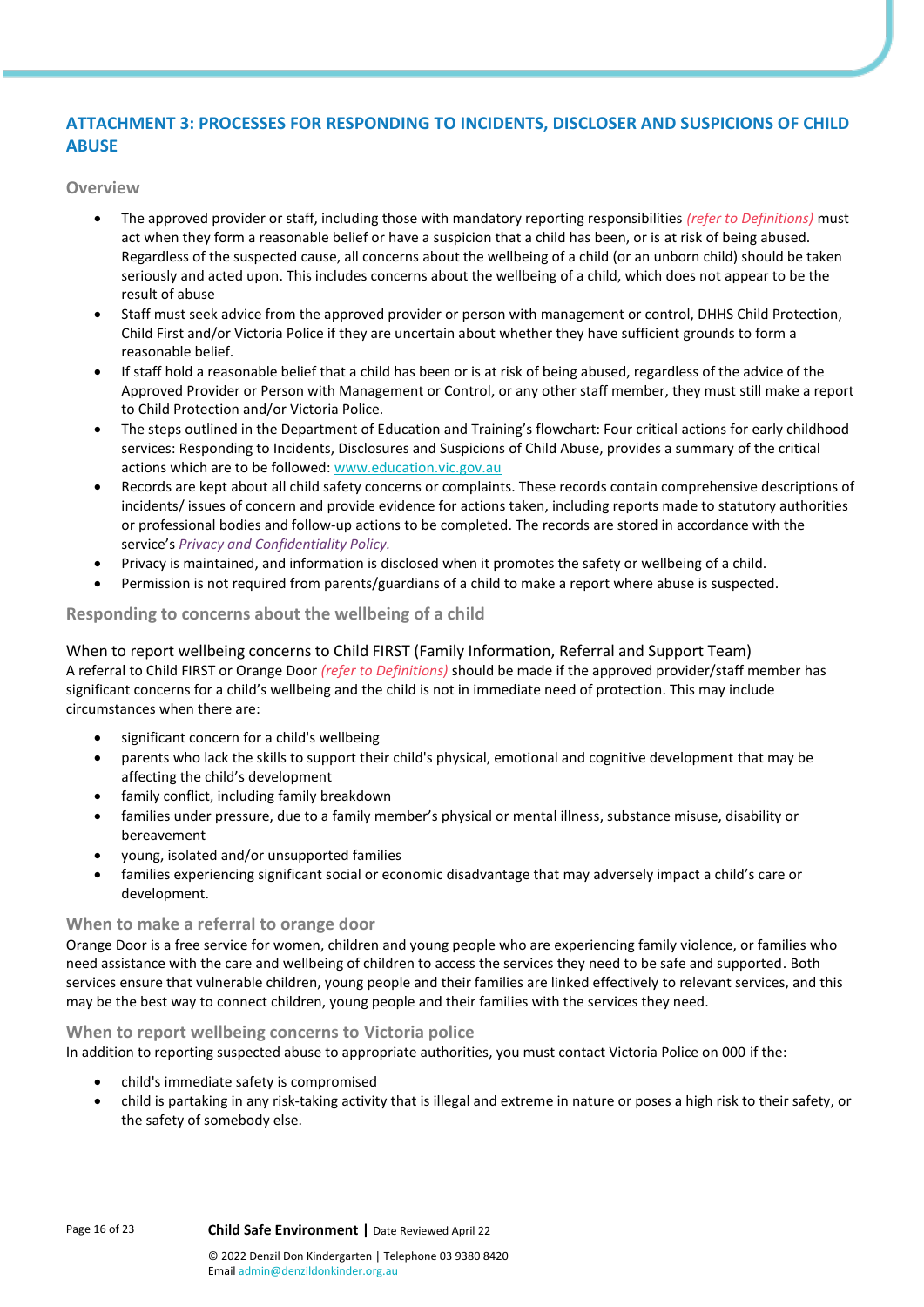## ATTACHMENT 3: PROCESSES FOR RESPONDING TO INCIDENTS, DISCLOSER AND SUSPICIONS OF CHILD ABUSE

### Overview

- The approved provider or staff, including those with mandatory reporting responsibilities *(refer to Definitions)* must act when they form a reasonable belief or have a suspicion that a child has been, or is at risk of being abused. Regardless of the suspected cause, all concerns about the wellbeing of a child (or an unborn child) should be taken seriously and acted upon. This includes concerns about the wellbeing of a child, which does not appear to be the result of abuse
- Staff must seek advice from the approved provider or person with management or control, DHHS Child Protection, Child First and/or Victoria Police if they are uncertain about whether they have sufficient grounds to form a reasonable belief.
- If staff hold a reasonable belief that a child has been or is at risk of being abused, regardless of the advice of the Approved Provider or Person with Management or Control, or any other staff member, they must still make a report to Child Protection and/or Victoria Police.
- The steps outlined in the Department of Education and Training's flowchart: Four critical actions for early childhood services: Responding to Incidents, Disclosures and Suspicions of Child Abuse, provides a summary of the critical actions which are to be followed: www.education.vic.gov.au
- Records are kept about all child safety concerns or complaints. These records contain comprehensive descriptions of incidents/ issues of concern and provide evidence for actions taken, including reports made to statutory authorities or professional bodies and follow-up actions to be completed. The records are stored in accordance with the service's *Privacy and Confidentiality Policy.*
- Privacy is maintained, and information is disclosed when it promotes the safety or wellbeing of a child.
- Permission is not required from parents/guardians of a child to make a report where abuse is suspected.

### Responding to concerns about the wellbeing of a child

#### When to report wellbeing concerns to Child FIRST (Family Information, Referral and Support Team)

A referral to Child FIRST or Orange Door *(refer to Definitions)* should be made if the approved provider/staff member has significant concerns for a child's wellbeing and the child is not in immediate need of protection. This may include circumstances when there are:

- significant concern for a child's wellbeing
- parents who lack the skills to support their child's physical, emotional and cognitive development that may be affecting the child's development
- family conflict, including family breakdown
- families under pressure, due to a family member's physical or mental illness, substance misuse, disability or bereavement
- young, isolated and/or unsupported families
- families experiencing significant social or economic disadvantage that may adversely impact a child's care or development.

#### When to make a referral to orange door

Orange Door is a free service for women, children and young people who are experiencing family violence, or families who need assistance with the care and wellbeing of children to access the services they need to be safe and supported. Both services ensure that vulnerable children, young people and their families are linked effectively to relevant services, and this may be the best way to connect children, young people and their families with the services they need.

#### When to report wellbeing concerns to Victoria police

In addition to reporting suspected abuse to appropriate authorities, you must contact Victoria Police on 000 if the:

- child's immediate safety is compromised
- child is partaking in any risk-taking activity that is illegal and extreme in nature or poses a high risk to their safety, or the safety of somebody else.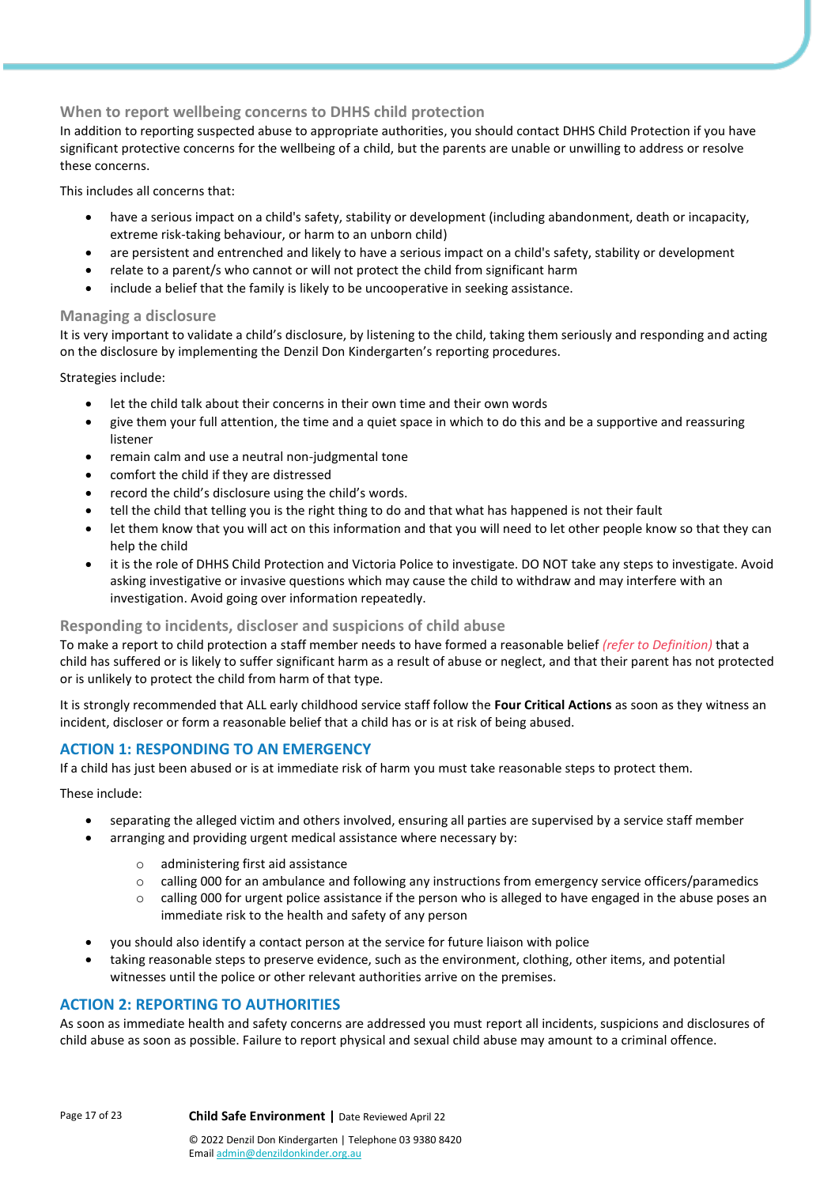### When to report wellbeing concerns to DHHS child protection

In addition to reporting suspected abuse to appropriate authorities, you should contact DHHS Child Protection if you have significant protective concerns for the wellbeing of a child, but the parents are unable or unwilling to address or resolve these concerns.

This includes all concerns that:

- have a serious impact on a child's safety, stability or development (including abandonment, death or incapacity, extreme risk-taking behaviour, or harm to an unborn child)
- are persistent and entrenched and likely to have a serious impact on a child's safety, stability or development
- relate to a parent/s who cannot or will not protect the child from significant harm
- include a belief that the family is likely to be uncooperative in seeking assistance.

### Managing a disclosure

It is very important to validate a child's disclosure, by listening to the child, taking them seriously and responding and acting on the disclosure by implementing the Denzil Don Kindergarten's reporting procedures.

Strategies include:

- let the child talk about their concerns in their own time and their own words
- give them your full attention, the time and a quiet space in which to do this and be a supportive and reassuring listener
- remain calm and use a neutral non-judgmental tone
- comfort the child if they are distressed
- record the child's disclosure using the child's words.
- tell the child that telling you is the right thing to do and that what has happened is not their fault
- let them know that you will act on this information and that you will need to let other people know so that they can help the child
- it is the role of DHHS Child Protection and Victoria Police to investigate. DO NOT take any steps to investigate. Avoid asking investigative or invasive questions which may cause the child to withdraw and may interfere with an investigation. Avoid going over information repeatedly.

### Responding to incidents, discloser and suspicions of child abuse

To make a report to child protection a staff member needs to have formed a reasonable belief *(refer to Definition)* that a child has suffered or is likely to suffer significant harm as a result of abuse or neglect, and that their parent has not protected or is unlikely to protect the child from harm of that type.

It is strongly recommended that ALL early childhood service staff follow the **Four Critical Actions** as soon as they witness an incident, discloser or form a reasonable belief that a child has or is at risk of being abused.

## ACTION 1: RESPONDING TO AN EMERGENCY

If a child has just been abused or is at immediate risk of harm you must take reasonable steps to protect them.

These include:

- separating the alleged victim and others involved, ensuring all parties are supervised by a service staff member
- arranging and providing urgent medical assistance where necessary by:
  - administering first aid assistance
  - calling 000 for an ambulance and following any instructions from emergency service officers/paramedics
  - calling 000 for urgent police assistance if the person who is alleged to have engaged in the abuse poses an immediate risk to the health and safety of any person
- you should also identify a contact person at the service for future liaison with police
- taking reasonable steps to preserve evidence, such as the environment, clothing, other items, and potential witnesses until the police or other relevant authorities arrive on the premises.

## ACTION 2: REPORTING TO AUTHORITIES

As soon as immediate health and safety concerns are addressed you must report all incidents, suspicions and disclosures of child abuse as soon as possible. Failure to report physical and sexual child abuse may amount to a criminal offence.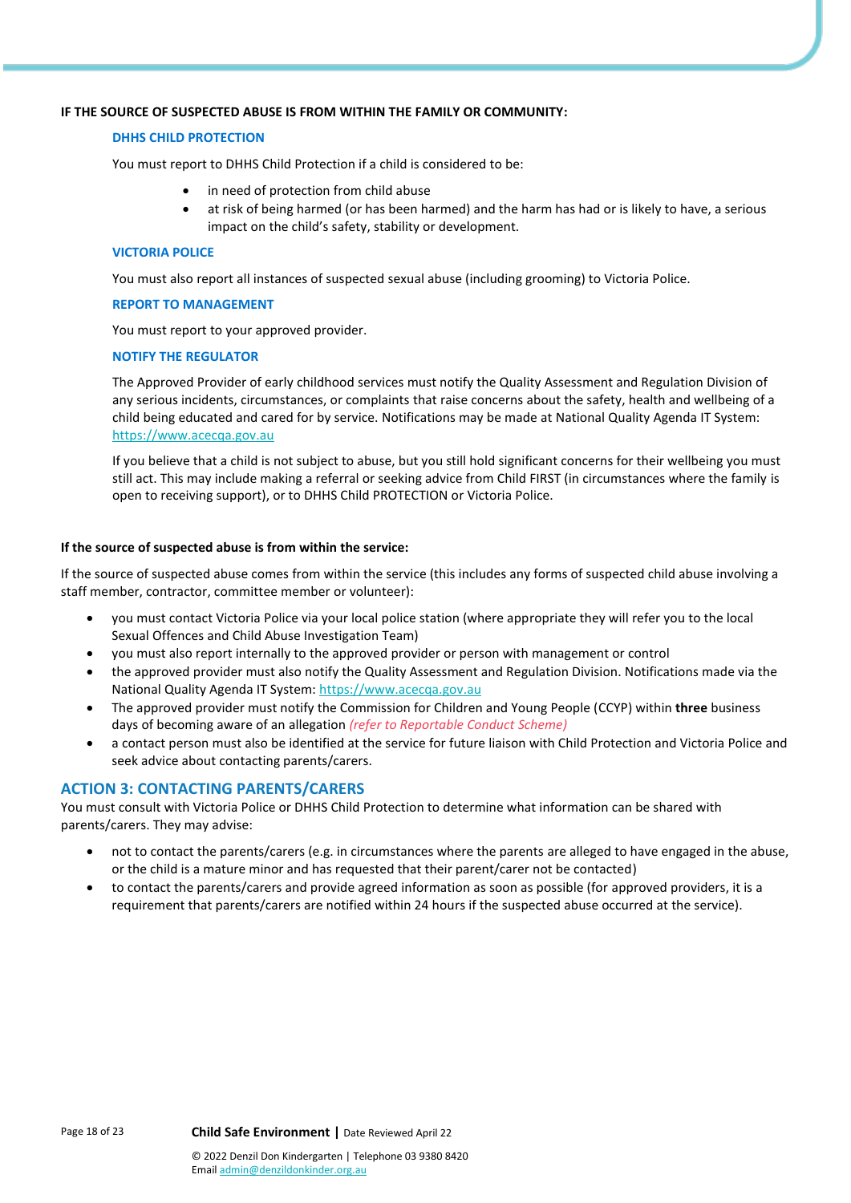**IF THE SOURCE OF SUSPECTED ABUSE IS FROM WITHIN THE FAMILY OR COMMUNITY:**

### DHHS CHILD PROTECTION

You must report to DHHS Child Protection if a child is considered to be:

- in need of protection from child abuse
- at risk of being harmed (or has been harmed) and the harm has had or is likely to have, a serious impact on the child's safety, stability or development.

### VICTORIA POLICE

You must also report all instances of suspected sexual abuse (including grooming) to Victoria Police.

### REPORT TO MANAGEMENT

You must report to your approved provider.

### NOTIFY THE REGULATOR

The Approved Provider of early childhood services must notify the Quality Assessment and Regulation Division of any serious incidents, circumstances, or complaints that raise concerns about the safety, health and wellbeing of a child being educated and cared for by service. Notifications may be made at National Quality Agenda IT System: https://www.acecqa.gov.au

If you believe that a child is not subject to abuse, but you still hold significant concerns for their wellbeing you must still act. This may include making a referral or seeking advice from Child FIRST (in circumstances where the family is open to receiving support), or to DHHS Child PROTECTION or Victoria Police.

**If the source of suspected abuse is from within the service:**

If the source of suspected abuse comes from within the service (this includes any forms of suspected child abuse involving a staff member, contractor, committee member or volunteer):

- you must contact Victoria Police via your local police station (where appropriate they will refer you to the local Sexual Offences and Child Abuse Investigation Team)
- you must also report internally to the approved provider or person with management or control
- the approved provider must also notify the Quality Assessment and Regulation Division. Notifications made via the National Quality Agenda IT System: https://www.acecqa.gov.au
- The approved provider must notify the Commission for Children and Young People (CCYP) within **three** business days of becoming aware of an allegation *(refer to Reportable Conduct Scheme)*
- a contact person must also be identified at the service for future liaison with Child Protection and Victoria Police and seek advice about contacting parents/carers.

## ACTION 3: CONTACTING PARENTS/CARERS

You must consult with Victoria Police or DHHS Child Protection to determine what information can be shared with parents/carers. They may advise:

- not to contact the parents/carers (e.g. in circumstances where the parents are alleged to have engaged in the abuse, or the child is a mature minor and has requested that their parent/carer not be contacted)
- to contact the parents/carers and provide agreed information as soon as possible (for approved providers, it is a requirement that parents/carers are notified within 24 hours if the suspected abuse occurred at the service).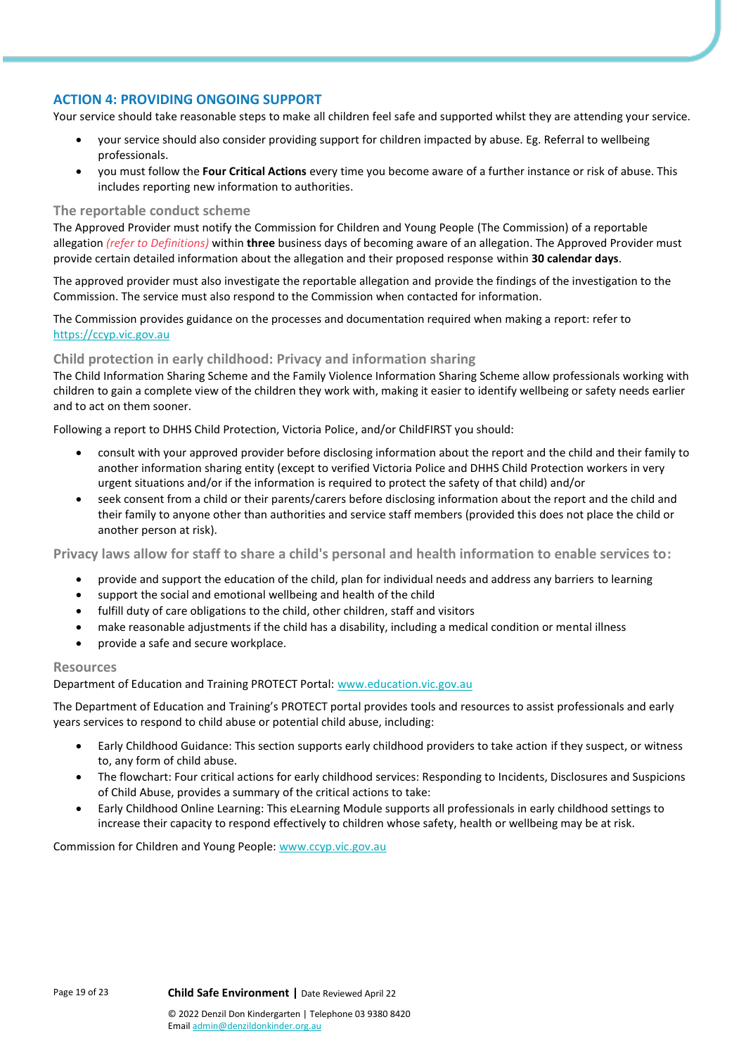## ACTION 4: PROVIDING ONGOING SUPPORT

Your service should take reasonable steps to make all children feel safe and supported whilst they are attending your service.

- your service should also consider providing support for children impacted by abuse. Eg. Referral to wellbeing professionals.
- you must follow the **Four Critical Actions** every time you become aware of a further instance or risk of abuse. This includes reporting new information to authorities.

### The reportable conduct scheme

The Approved Provider must notify the Commission for Children and Young People (The Commission) of a reportable allegation *(refer to Definitions)* within **three** business days of becoming aware of an allegation. The Approved Provider must provide certain detailed information about the allegation and their proposed response within **30 calendar days**.

The approved provider must also investigate the reportable allegation and provide the findings of the investigation to the Commission. The service must also respond to the Commission when contacted for information.

The Commission provides guidance on the processes and documentation required when making a report: refer to https://ccyp.vic.gov.au

### Child protection in early childhood: Privacy and information sharing

The Child Information Sharing Scheme and the Family Violence Information Sharing Scheme allow professionals working with children to gain a complete view of the children they work with, making it easier to identify wellbeing or safety needs earlier and to act on them sooner.

Following a report to DHHS Child Protection, Victoria Police, and/or ChildFIRST you should:

- consult with your approved provider before disclosing information about the report and the child and their family to another information sharing entity (except to verified Victoria Police and DHHS Child Protection workers in very urgent situations and/or if the information is required to protect the safety of that child) and/or
- seek consent from a child or their parents/carers before disclosing information about the report and the child and their family to anyone other than authorities and service staff members (provided this does not place the child or another person at risk).

### Privacy laws allow for staff to share a child's personal and health information to enable services to:

- provide and support the education of the child, plan for individual needs and address any barriers to learning
- support the social and emotional wellbeing and health of the child
- fulfill duty of care obligations to the child, other children, staff and visitors
- make reasonable adjustments if the child has a disability, including a medical condition or mental illness
- provide a safe and secure workplace.

### Resources

Department of Education and Training PROTECT Portal: www.education.vic.gov.au

The Department of Education and Training's PROTECT portal provides tools and resources to assist professionals and early years services to respond to child abuse or potential child abuse, including:

- Early Childhood Guidance: This section supports early childhood providers to take action if they suspect, or witness to, any form of child abuse.
- The flowchart: Four critical actions for early childhood services: Responding to Incidents, Disclosures and Suspicions of Child Abuse, provides a summary of the critical actions to take:
- Early Childhood Online Learning: This eLearning Module supports all professionals in early childhood settings to increase their capacity to respond effectively to children whose safety, health or wellbeing may be at risk.

Commission for Children and Young People: www.ccyp.vic.gov.au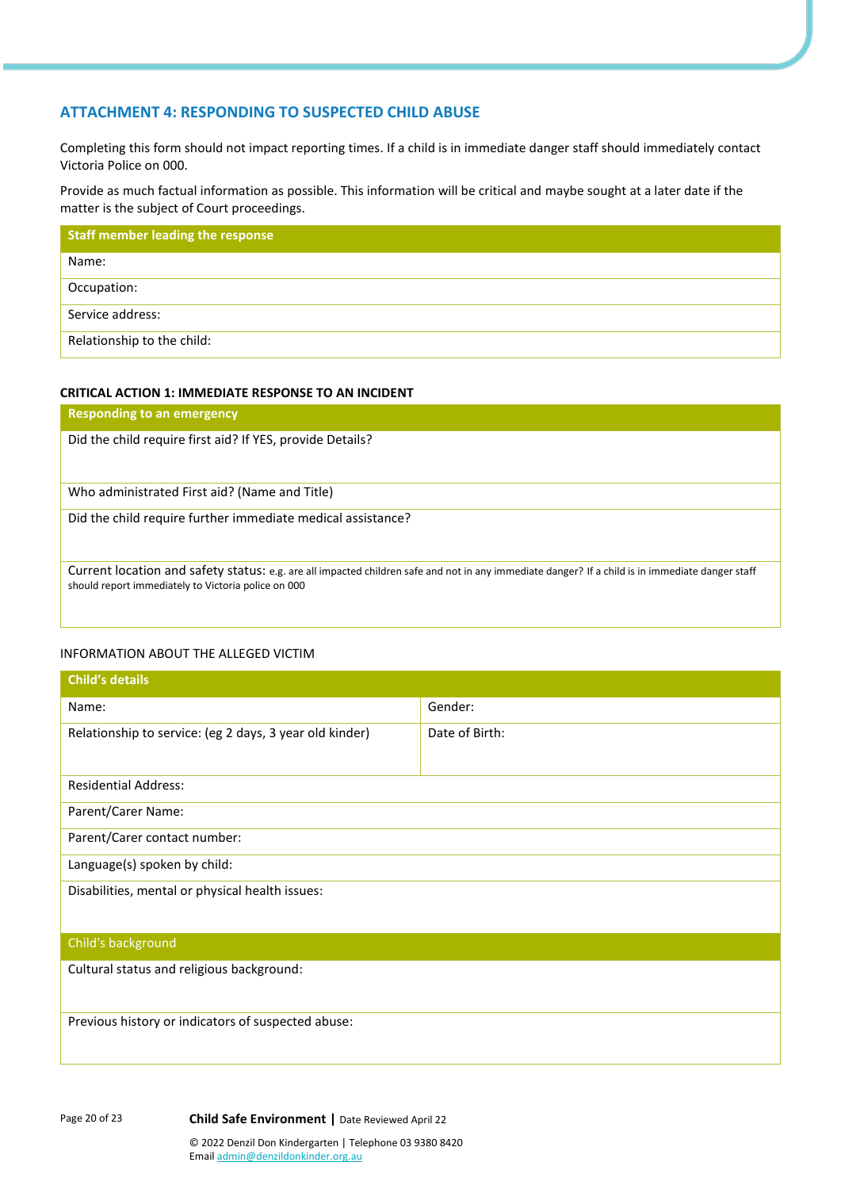## ATTACHMENT 4: RESPONDING TO SUSPECTED CHILD ABUSE

Completing this form should not impact reporting times. If a child is in immediate danger staff should immediately contact Victoria Police on 000.

Provide as much factual information as possible. This information will be critical and maybe sought at a later date if the matter is the subject of Court proceedings.

| **Staff member leading the response** |
| --- |
| Name: |
| Occupation: |
| Service address: |
| Relationship to the child: |

**CRITICAL ACTION 1: IMMEDIATE RESPONSE TO AN INCIDENT**

| **Responding to an emergency** |
| --- |
| Did the child require first aid? If YES, provide Details? |
| Who administrated First aid? (Name and Title) |
| Did the child require further immediate medical assistance? |
| Current location and safety status: e.g. are all impacted children safe and not in any immediate danger? If a child is in immediate danger staff should report immediately to Victoria police on 000 |

INFORMATION ABOUT THE ALLEGED VICTIM

| **Child's details** | |
| --- | --- |
| Name: | Gender: |
| Relationship to service: (eg 2 days, 3 year old kinder) | Date of Birth: |
| Residential Address: | |
| Parent/Carer Name: | |
| Parent/Carer contact number: | |
| Language(s) spoken by child: | |
| Disabilities, mental or physical health issues: | |
| **Child's background** | |
| Cultural status and religious background: | |
| Previous history or indicators of suspected abuse: | |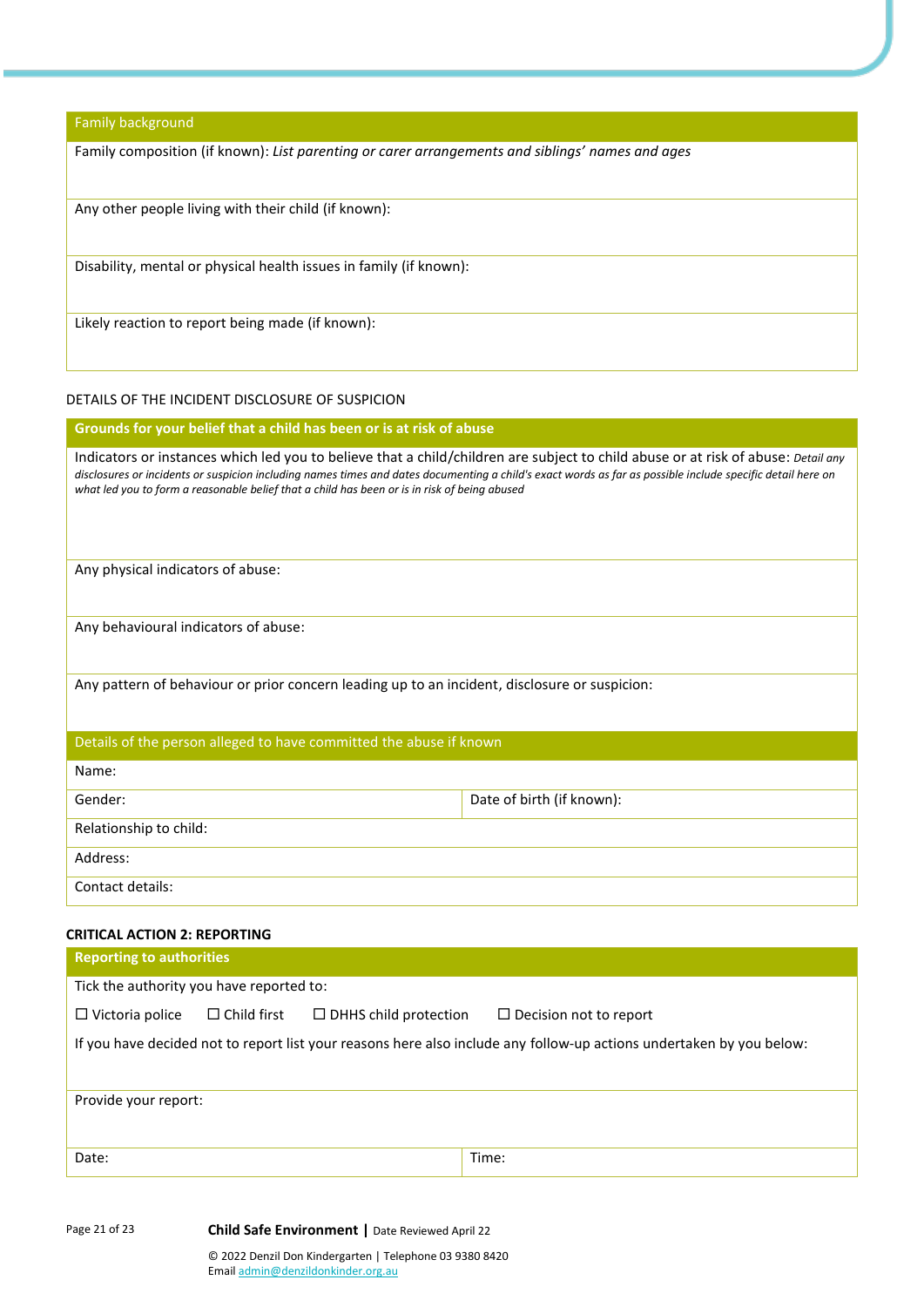| Family background |
| --- |
| Family composition (if known): *List parenting or carer arrangements and siblings' names and ages* |
| Any other people living with their child (if known): |
| Disability, mental or physical health issues in family (if known): |
| Likely reaction to report being made (if known): |

DETAILS OF THE INCIDENT DISCLOSURE OF SUSPICION

| **Grounds for your belief that a child has been or is at risk of abuse** |
| --- |
| Indicators or instances which led you to believe that a child/children are subject to child abuse or at risk of abuse: *Detail any disclosures or incidents or suspicion including names times and dates documenting a child's exact words as far as possible include specific detail here on what led you to form a reasonable belief that a child has been or is in risk of being abused* |
| Any physical indicators of abuse: |
| Any behavioural indicators of abuse: |
| Any pattern of behaviour or prior concern leading up to an incident, disclosure or suspicion: |

| Details of the person alleged to have committed the abuse if known | |
| --- | --- |
| Name: | |
| Gender: | Date of birth (if known): |
| Relationship to child: | |
| Address: | |
| Contact details: | |

**CRITICAL ACTION 2: REPORTING**

| **Reporting to authorities** | |
| --- | --- |
| Tick the authority you have reported to: ☐ Victoria police ☐ Child first ☐ DHHS child protection ☐ Decision not to report If you have decided not to report list your reasons here also include any follow-up actions undertaken by you below: | |
| Provide your report: | |
| Date: | Time: |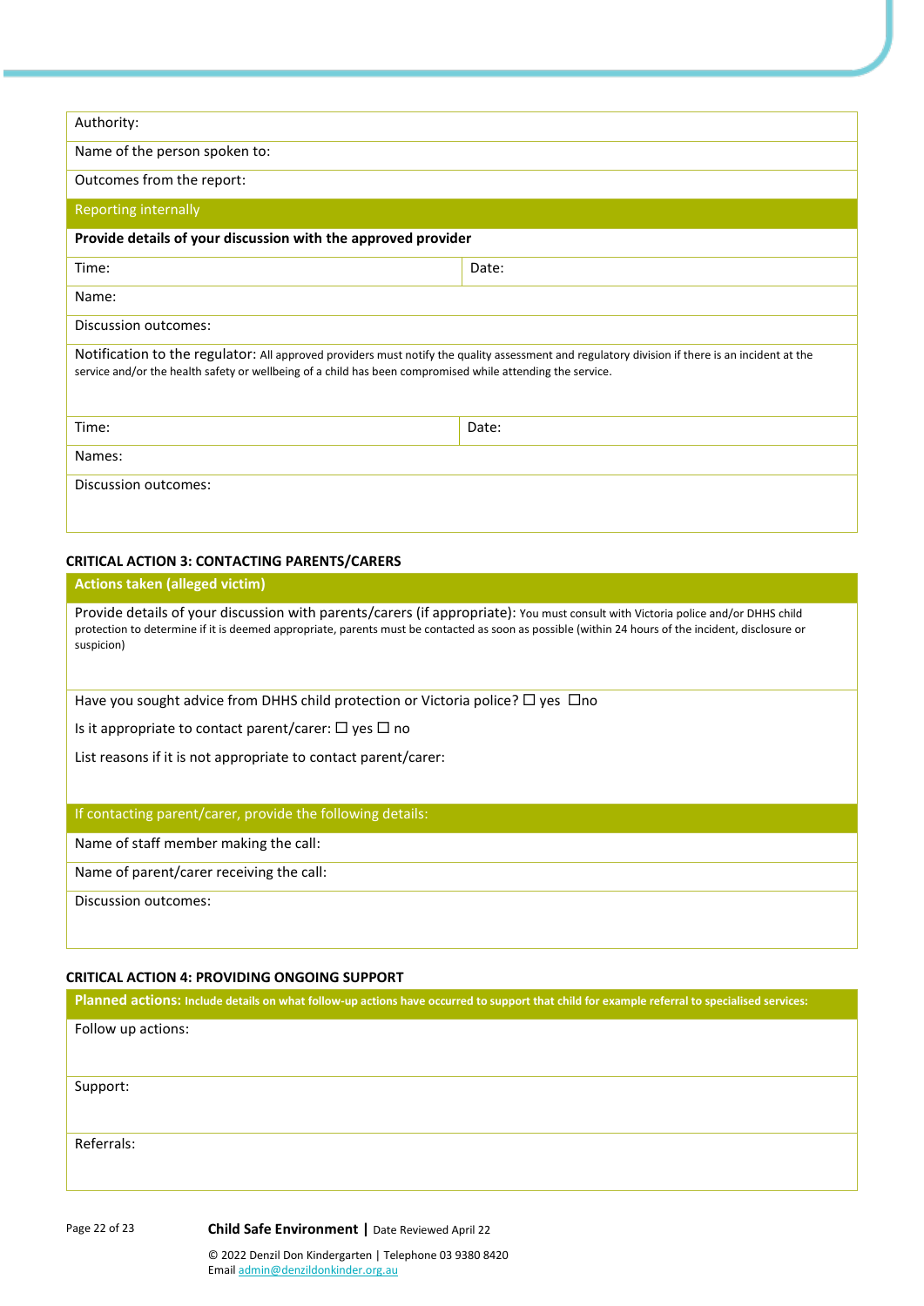| Authority: | |
|---|---|
| Name of the person spoken to: | |
| Outcomes from the report: | |
| **Reporting internally** | |
| **Provide details of your discussion with the approved provider** | |
| Time: | Date: |
| Name: | |
| Discussion outcomes: | |
| Notification to the regulator: All approved providers must notify the quality assessment and regulatory division if there is an incident at the service and/or the health safety or wellbeing of a child has been compromised while attending the service. | |
| Time: | Date: |
| Names: | |
| Discussion outcomes: | |

**CRITICAL ACTION 3: CONTACTING PARENTS/CARERS**

| **Actions taken (alleged victim)** |
|---|
| Provide details of your discussion with parents/carers (if appropriate): You must consult with Victoria police and/or DHHS child protection to determine if it is deemed appropriate, parents must be contacted as soon as possible (within 24 hours of the incident, disclosure or suspicion) |
| Have you sought advice from DHHS child protection or Victoria police? ☐ yes ☐no<br>Is it appropriate to contact parent/carer: ☐ yes ☐ no<br>List reasons if it is not appropriate to contact parent/carer: |
| **If contacting parent/carer, provide the following details:** |
| Name of staff member making the call: |
| Name of parent/carer receiving the call: |
| Discussion outcomes: |

**CRITICAL ACTION 4: PROVIDING ONGOING SUPPORT**

| **Planned actions:** Include details on what follow-up actions have occurred to support that child for example referral to specialised services: |
|---|
| Follow up actions: |
| Support: |
| Referrals: |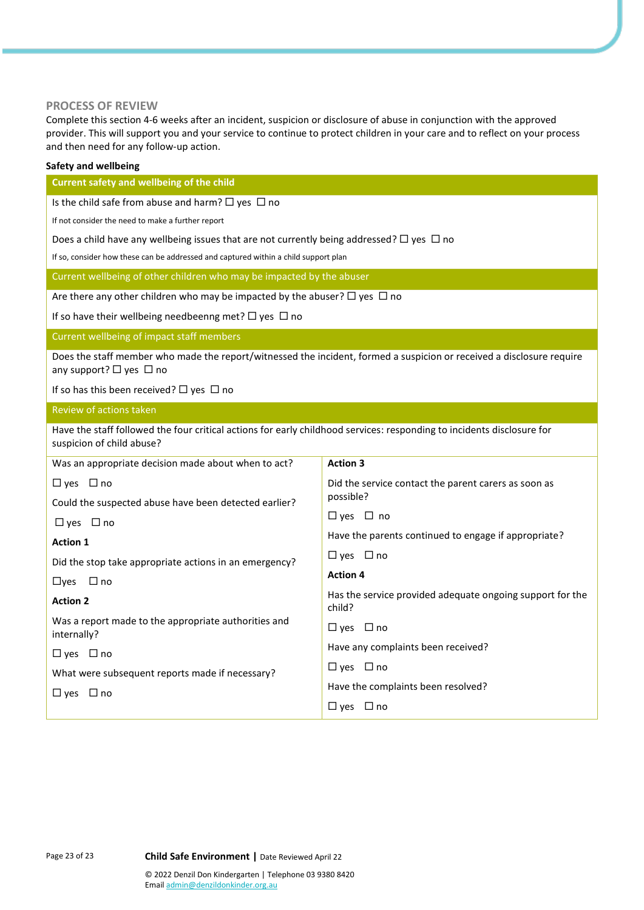## PROCESS OF REVIEW

Complete this section 4-6 weeks after an incident, suspicion or disclosure of abuse in conjunction with the approved provider. This will support you and your service to continue to protect children in your care and to reflect on your process and then need for any follow-up action.

**Safety and wellbeing**

| | |
|---|---|
| **Current safety and wellbeing of the child** | |
| Is the child safe from abuse and harm? ☐ yes ☐ no<br><br>If not consider the need to make a further report<br><br>Does a child have any wellbeing issues that are not currently being addressed? ☐ yes ☐ no<br><br>If so, consider how these can be addressed and captured within a child support plan | |
| Current wellbeing of other children who may be impacted by the abuser | |
| Are there any other children who may be impacted by the abuser? ☐ yes ☐ no<br><br>If so have their wellbeing needbeenng met? ☐ yes ☐ no | |
| Current wellbeing of impact staff members | |
| Does the staff member who made the report/witnessed the incident, formed a suspicion or received a disclosure require any support? ☐ yes ☐ no<br><br>If so has this been received? ☐ yes ☐ no | |
| Review of actions taken | |
| Have the staff followed the four critical actions for early childhood services: responding to incidents disclosure for suspicion of child abuse? | |
| Was an appropriate decision made about when to act?<br><br>☐ yes ☐ no<br><br>Could the suspected abuse have been detected earlier?<br><br>☐ yes ☐ no<br><br>**Action 1**<br><br>Did the stop take appropriate actions in an emergency?<br><br>☐yes ☐ no<br><br>**Action 2**<br><br>Was a report made to the appropriate authorities and internally?<br><br>☐ yes ☐ no<br><br>What were subsequent reports made if necessary?<br><br>☐ yes ☐ no | **Action 3**<br><br>Did the service contact the parent carers as soon as possible?<br><br>☐ yes ☐ no<br><br>Have the parents continued to engage if appropriate?<br><br>☐ yes ☐ no<br><br>**Action 4**<br><br>Has the service provided adequate ongoing support for the child?<br><br>☐ yes ☐ no<br><br>Have any complaints been received?<br><br>☐ yes ☐ no<br><br>Have the complaints been resolved?<br><br>☐ yes ☐ no |

**Child Safe Environment** | Date Reviewed April 22

© 2022 Denzil Don Kindergarten | Telephone 03 9380 8420
Email admin@denzildonkinder.org.au